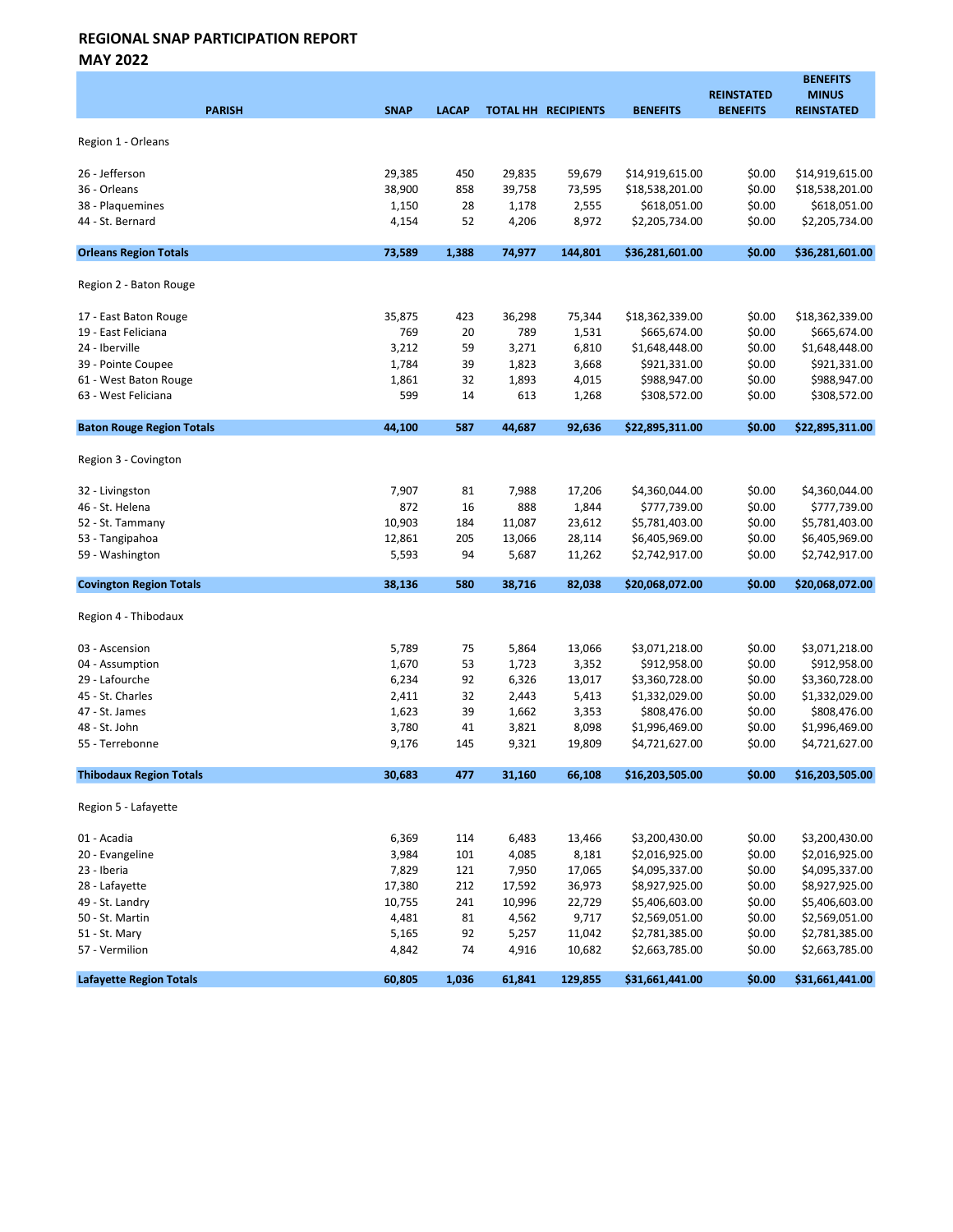## REGIONAL SNAP PARTICIPATION REPORT
## MAY 2022

| PARISH | SNAP | LACAP | TOTAL HH | RECIPIENTS | BENEFITS | REINSTATED BENEFITS | BENEFITS MINUS REINSTATED |
|---|---|---|---|---|---|---|---|
| Region 1 - Orleans | | | | | | | |
| 26 - Jefferson | 29,385 | 450 | 29,835 | 59,679 | $14,919,615.00 | $0.00 | $14,919,615.00 |
| 36 - Orleans | 38,900 | 858 | 39,758 | 73,595 | $18,538,201.00 | $0.00 | $18,538,201.00 |
| 38 - Plaquemines | 1,150 | 28 | 1,178 | 2,555 | $618,051.00 | $0.00 | $618,051.00 |
| 44 - St. Bernard | 4,154 | 52 | 4,206 | 8,972 | $2,205,734.00 | $0.00 | $2,205,734.00 |
| **Orleans Region Totals** | **73,589** | **1,388** | **74,977** | **144,801** | **$36,281,601.00** | **$0.00** | **$36,281,601.00** |
| Region 2 - Baton Rouge | | | | | | | |
| 17 - East Baton Rouge | 35,875 | 423 | 36,298 | 75,344 | $18,362,339.00 | $0.00 | $18,362,339.00 |
| 19 - East Feliciana | 769 | 20 | 789 | 1,531 | $665,674.00 | $0.00 | $665,674.00 |
| 24 - Iberville | 3,212 | 59 | 3,271 | 6,810 | $1,648,448.00 | $0.00 | $1,648,448.00 |
| 39 - Pointe Coupee | 1,784 | 39 | 1,823 | 3,668 | $921,331.00 | $0.00 | $921,331.00 |
| 61 - West Baton Rouge | 1,861 | 32 | 1,893 | 4,015 | $988,947.00 | $0.00 | $988,947.00 |
| 63 - West Feliciana | 599 | 14 | 613 | 1,268 | $308,572.00 | $0.00 | $308,572.00 |
| **Baton Rouge Region Totals** | **44,100** | **587** | **44,687** | **92,636** | **$22,895,311.00** | **$0.00** | **$22,895,311.00** |
| Region 3 - Covington | | | | | | | |
| 32 - Livingston | 7,907 | 81 | 7,988 | 17,206 | $4,360,044.00 | $0.00 | $4,360,044.00 |
| 46 - St. Helena | 872 | 16 | 888 | 1,844 | $777,739.00 | $0.00 | $777,739.00 |
| 52 - St. Tammany | 10,903 | 184 | 11,087 | 23,612 | $5,781,403.00 | $0.00 | $5,781,403.00 |
| 53 - Tangipahoa | 12,861 | 205 | 13,066 | 28,114 | $6,405,969.00 | $0.00 | $6,405,969.00 |
| 59 - Washington | 5,593 | 94 | 5,687 | 11,262 | $2,742,917.00 | $0.00 | $2,742,917.00 |
| **Covington Region Totals** | **38,136** | **580** | **38,716** | **82,038** | **$20,068,072.00** | **$0.00** | **$20,068,072.00** |
| Region 4 - Thibodaux | | | | | | | |
| 03 - Ascension | 5,789 | 75 | 5,864 | 13,066 | $3,071,218.00 | $0.00 | $3,071,218.00 |
| 04 - Assumption | 1,670 | 53 | 1,723 | 3,352 | $912,958.00 | $0.00 | $912,958.00 |
| 29 - Lafourche | 6,234 | 92 | 6,326 | 13,017 | $3,360,728.00 | $0.00 | $3,360,728.00 |
| 45 - St. Charles | 2,411 | 32 | 2,443 | 5,413 | $1,332,029.00 | $0.00 | $1,332,029.00 |
| 47 - St. James | 1,623 | 39 | 1,662 | 3,353 | $808,476.00 | $0.00 | $808,476.00 |
| 48 - St. John | 3,780 | 41 | 3,821 | 8,098 | $1,996,469.00 | $0.00 | $1,996,469.00 |
| 55 - Terrebonne | 9,176 | 145 | 9,321 | 19,809 | $4,721,627.00 | $0.00 | $4,721,627.00 |
| **Thibodaux Region Totals** | **30,683** | **477** | **31,160** | **66,108** | **$16,203,505.00** | **$0.00** | **$16,203,505.00** |
| Region 5 - Lafayette | | | | | | | |
| 01 - Acadia | 6,369 | 114 | 6,483 | 13,466 | $3,200,430.00 | $0.00 | $3,200,430.00 |
| 20 - Evangeline | 3,984 | 101 | 4,085 | 8,181 | $2,016,925.00 | $0.00 | $2,016,925.00 |
| 23 - Iberia | 7,829 | 121 | 7,950 | 17,065 | $4,095,337.00 | $0.00 | $4,095,337.00 |
| 28 - Lafayette | 17,380 | 212 | 17,592 | 36,973 | $8,927,925.00 | $0.00 | $8,927,925.00 |
| 49 - St. Landry | 10,755 | 241 | 10,996 | 22,729 | $5,406,603.00 | $0.00 | $5,406,603.00 |
| 50 - St. Martin | 4,481 | 81 | 4,562 | 9,717 | $2,569,051.00 | $0.00 | $2,569,051.00 |
| 51 - St. Mary | 5,165 | 92 | 5,257 | 11,042 | $2,781,385.00 | $0.00 | $2,781,385.00 |
| 57 - Vermilion | 4,842 | 74 | 4,916 | 10,682 | $2,663,785.00 | $0.00 | $2,663,785.00 |
| **Lafayette Region Totals** | **60,805** | **1,036** | **61,841** | **129,855** | **$31,661,441.00** | **$0.00** | **$31,661,441.00** |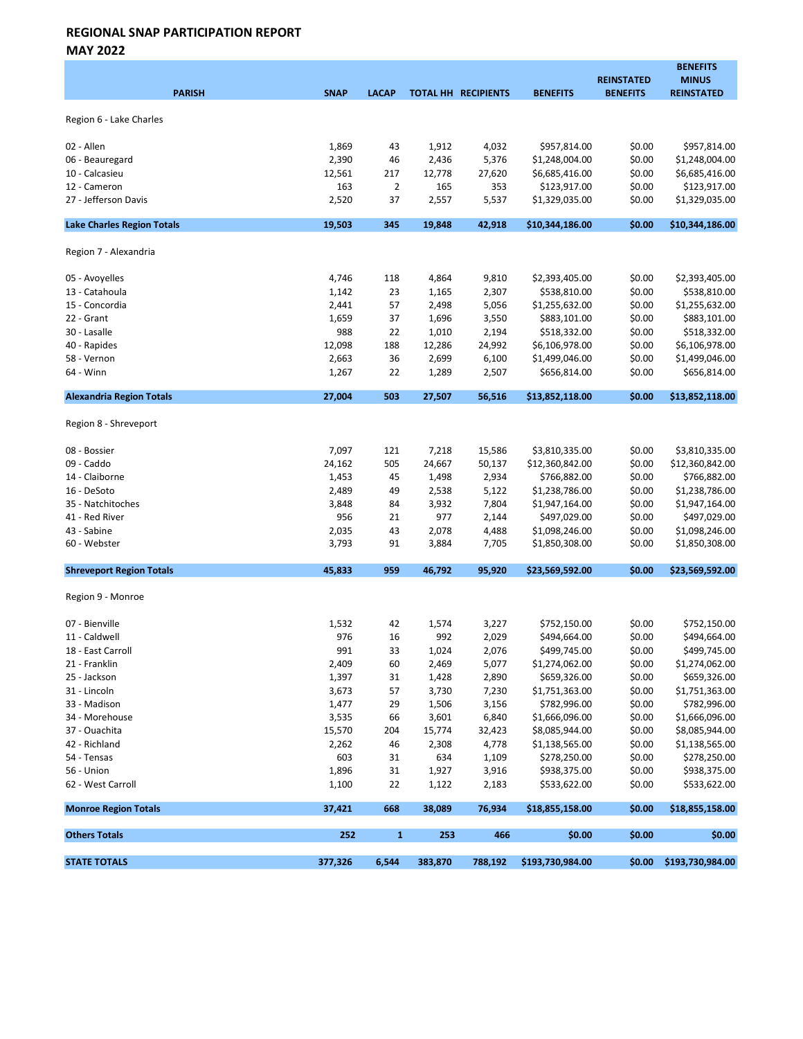## REGIONAL SNAP PARTICIPATION REPORT
## MAY 2022

| PARISH | SNAP | LACAP | TOTAL HH | RECIPIENTS | BENEFITS | REINSTATED BENEFITS | BENEFITS MINUS REINSTATED |
|---|---|---|---|---|---|---|---|
| Region 6 - Lake Charles | | | | | | | |
| 02 - Allen | 1,869 | 43 | 1,912 | 4,032 | $957,814.00 | $0.00 | $957,814.00 |
| 06 - Beauregard | 2,390 | 46 | 2,436 | 5,376 | $1,248,004.00 | $0.00 | $1,248,004.00 |
| 10 - Calcasieu | 12,561 | 217 | 12,778 | 27,620 | $6,685,416.00 | $0.00 | $6,685,416.00 |
| 12 - Cameron | 163 | 2 | 165 | 353 | $123,917.00 | $0.00 | $123,917.00 |
| 27 - Jefferson Davis | 2,520 | 37 | 2,557 | 5,537 | $1,329,035.00 | $0.00 | $1,329,035.00 |
| **Lake Charles Region Totals** | **19,503** | **345** | **19,848** | **42,918** | **$10,344,186.00** | **$0.00** | **$10,344,186.00** |
| Region 7 - Alexandria | | | | | | | |
| 05 - Avoyelles | 4,746 | 118 | 4,864 | 9,810 | $2,393,405.00 | $0.00 | $2,393,405.00 |
| 13 - Catahoula | 1,142 | 23 | 1,165 | 2,307 | $538,810.00 | $0.00 | $538,810.00 |
| 15 - Concordia | 2,441 | 57 | 2,498 | 5,056 | $1,255,632.00 | $0.00 | $1,255,632.00 |
| 22 - Grant | 1,659 | 37 | 1,696 | 3,550 | $883,101.00 | $0.00 | $883,101.00 |
| 30 - Lasalle | 988 | 22 | 1,010 | 2,194 | $518,332.00 | $0.00 | $518,332.00 |
| 40 - Rapides | 12,098 | 188 | 12,286 | 24,992 | $6,106,978.00 | $0.00 | $6,106,978.00 |
| 58 - Vernon | 2,663 | 36 | 2,699 | 6,100 | $1,499,046.00 | $0.00 | $1,499,046.00 |
| 64 - Winn | 1,267 | 22 | 1,289 | 2,507 | $656,814.00 | $0.00 | $656,814.00 |
| **Alexandria Region Totals** | **27,004** | **503** | **27,507** | **56,516** | **$13,852,118.00** | **$0.00** | **$13,852,118.00** |
| Region 8 - Shreveport | | | | | | | |
| 08 - Bossier | 7,097 | 121 | 7,218 | 15,586 | $3,810,335.00 | $0.00 | $3,810,335.00 |
| 09 - Caddo | 24,162 | 505 | 24,667 | 50,137 | $12,360,842.00 | $0.00 | $12,360,842.00 |
| 14 - Claiborne | 1,453 | 45 | 1,498 | 2,934 | $766,882.00 | $0.00 | $766,882.00 |
| 16 - DeSoto | 2,489 | 49 | 2,538 | 5,122 | $1,238,786.00 | $0.00 | $1,238,786.00 |
| 35 - Natchitoches | 3,848 | 84 | 3,932 | 7,804 | $1,947,164.00 | $0.00 | $1,947,164.00 |
| 41 - Red River | 956 | 21 | 977 | 2,144 | $497,029.00 | $0.00 | $497,029.00 |
| 43 - Sabine | 2,035 | 43 | 2,078 | 4,488 | $1,098,246.00 | $0.00 | $1,098,246.00 |
| 60 - Webster | 3,793 | 91 | 3,884 | 7,705 | $1,850,308.00 | $0.00 | $1,850,308.00 |
| **Shreveport Region Totals** | **45,833** | **959** | **46,792** | **95,920** | **$23,569,592.00** | **$0.00** | **$23,569,592.00** |
| Region 9 - Monroe | | | | | | | |
| 07 - Bienville | 1,532 | 42 | 1,574 | 3,227 | $752,150.00 | $0.00 | $752,150.00 |
| 11 - Caldwell | 976 | 16 | 992 | 2,029 | $494,664.00 | $0.00 | $494,664.00 |
| 18 - East Carroll | 991 | 33 | 1,024 | 2,076 | $499,745.00 | $0.00 | $499,745.00 |
| 21 - Franklin | 2,409 | 60 | 2,469 | 5,077 | $1,274,062.00 | $0.00 | $1,274,062.00 |
| 25 - Jackson | 1,397 | 31 | 1,428 | 2,890 | $659,326.00 | $0.00 | $659,326.00 |
| 31 - Lincoln | 3,673 | 57 | 3,730 | 7,230 | $1,751,363.00 | $0.00 | $1,751,363.00 |
| 33 - Madison | 1,477 | 29 | 1,506 | 3,156 | $782,996.00 | $0.00 | $782,996.00 |
| 34 - Morehouse | 3,535 | 66 | 3,601 | 6,840 | $1,666,096.00 | $0.00 | $1,666,096.00 |
| 37 - Ouachita | 15,570 | 204 | 15,774 | 32,423 | $8,085,944.00 | $0.00 | $8,085,944.00 |
| 42 - Richland | 2,262 | 46 | 2,308 | 4,778 | $1,138,565.00 | $0.00 | $1,138,565.00 |
| 54 - Tensas | 603 | 31 | 634 | 1,109 | $278,250.00 | $0.00 | $278,250.00 |
| 56 - Union | 1,896 | 31 | 1,927 | 3,916 | $938,375.00 | $0.00 | $938,375.00 |
| 62 - West Carroll | 1,100 | 22 | 1,122 | 2,183 | $533,622.00 | $0.00 | $533,622.00 |
| **Monroe Region Totals** | **37,421** | **668** | **38,089** | **76,934** | **$18,855,158.00** | **$0.00** | **$18,855,158.00** |
| **Others Totals** | **252** | **1** | **253** | **466** | **$0.00** | **$0.00** | **$0.00** |
| **STATE TOTALS** | **377,326** | **6,544** | **383,870** | **788,192** | **$193,730,984.00** | **$0.00** | **$193,730,984.00** |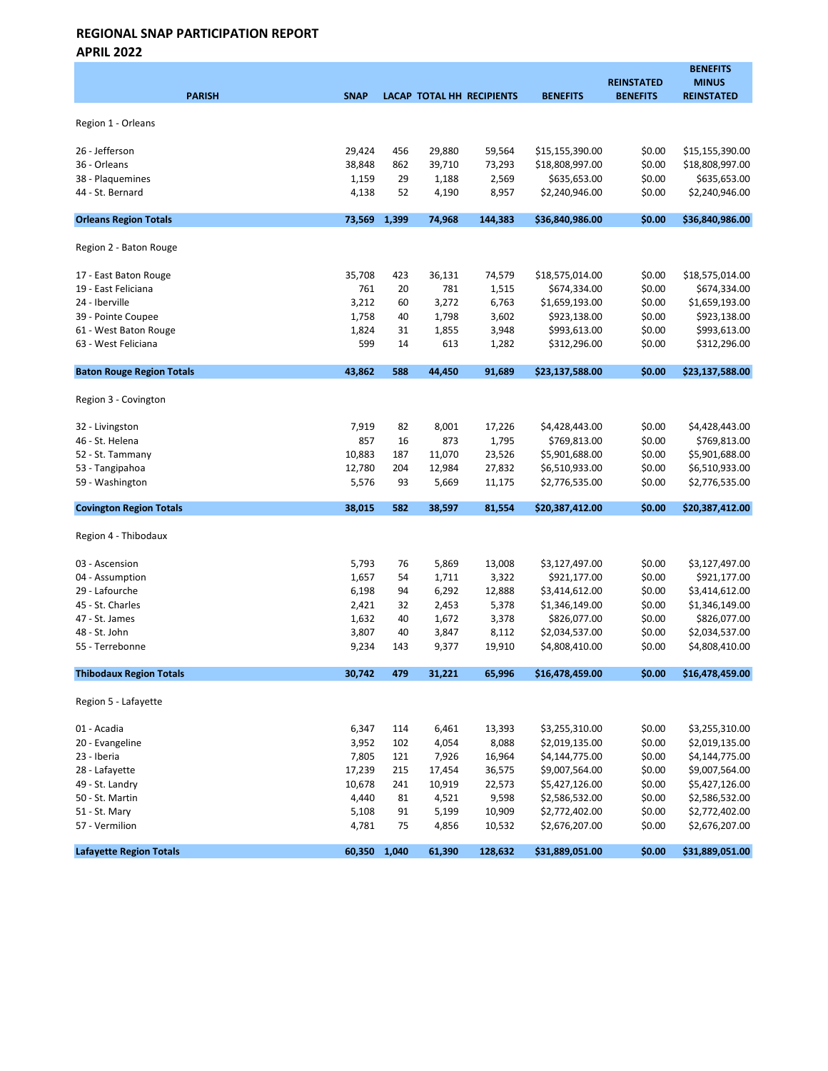## REGIONAL SNAP PARTICIPATION REPORT
## APRIL 2022

| PARISH | SNAP | LACAP | TOTAL HH | RECIPIENTS | BENEFITS | REINSTATED BENEFITS | BENEFITS MINUS REINSTATED |
|---|---|---|---|---|---|---|---|
| Region 1 - Orleans | | | | | | | |
| 26 - Jefferson | 29,424 | 456 | 29,880 | 59,564 | $15,155,390.00 | $0.00 | $15,155,390.00 |
| 36 - Orleans | 38,848 | 862 | 39,710 | 73,293 | $18,808,997.00 | $0.00 | $18,808,997.00 |
| 38 - Plaquemines | 1,159 | 29 | 1,188 | 2,569 | $635,653.00 | $0.00 | $635,653.00 |
| 44 - St. Bernard | 4,138 | 52 | 4,190 | 8,957 | $2,240,946.00 | $0.00 | $2,240,946.00 |
| **Orleans Region Totals** | **73,569** | **1,399** | **74,968** | **144,383** | **$36,840,986.00** | **$0.00** | **$36,840,986.00** |
| Region 2 - Baton Rouge | | | | | | | |
| 17 - East Baton Rouge | 35,708 | 423 | 36,131 | 74,579 | $18,575,014.00 | $0.00 | $18,575,014.00 |
| 19 - East Feliciana | 761 | 20 | 781 | 1,515 | $674,334.00 | $0.00 | $674,334.00 |
| 24 - Iberville | 3,212 | 60 | 3,272 | 6,763 | $1,659,193.00 | $0.00 | $1,659,193.00 |
| 39 - Pointe Coupee | 1,758 | 40 | 1,798 | 3,602 | $923,138.00 | $0.00 | $923,138.00 |
| 61 - West Baton Rouge | 1,824 | 31 | 1,855 | 3,948 | $993,613.00 | $0.00 | $993,613.00 |
| 63 - West Feliciana | 599 | 14 | 613 | 1,282 | $312,296.00 | $0.00 | $312,296.00 |
| **Baton Rouge Region Totals** | **43,862** | **588** | **44,450** | **91,689** | **$23,137,588.00** | **$0.00** | **$23,137,588.00** |
| Region 3 - Covington | | | | | | | |
| 32 - Livingston | 7,919 | 82 | 8,001 | 17,226 | $4,428,443.00 | $0.00 | $4,428,443.00 |
| 46 - St. Helena | 857 | 16 | 873 | 1,795 | $769,813.00 | $0.00 | $769,813.00 |
| 52 - St. Tammany | 10,883 | 187 | 11,070 | 23,526 | $5,901,688.00 | $0.00 | $5,901,688.00 |
| 53 - Tangipahoa | 12,780 | 204 | 12,984 | 27,832 | $6,510,933.00 | $0.00 | $6,510,933.00 |
| 59 - Washington | 5,576 | 93 | 5,669 | 11,175 | $2,776,535.00 | $0.00 | $2,776,535.00 |
| **Covington Region Totals** | **38,015** | **582** | **38,597** | **81,554** | **$20,387,412.00** | **$0.00** | **$20,387,412.00** |
| Region 4 - Thibodaux | | | | | | | |
| 03 - Ascension | 5,793 | 76 | 5,869 | 13,008 | $3,127,497.00 | $0.00 | $3,127,497.00 |
| 04 - Assumption | 1,657 | 54 | 1,711 | 3,322 | $921,177.00 | $0.00 | $921,177.00 |
| 29 - Lafourche | 6,198 | 94 | 6,292 | 12,888 | $3,414,612.00 | $0.00 | $3,414,612.00 |
| 45 - St. Charles | 2,421 | 32 | 2,453 | 5,378 | $1,346,149.00 | $0.00 | $1,346,149.00 |
| 47 - St. James | 1,632 | 40 | 1,672 | 3,378 | $826,077.00 | $0.00 | $826,077.00 |
| 48 - St. John | 3,807 | 40 | 3,847 | 8,112 | $2,034,537.00 | $0.00 | $2,034,537.00 |
| 55 - Terrebonne | 9,234 | 143 | 9,377 | 19,910 | $4,808,410.00 | $0.00 | $4,808,410.00 |
| **Thibodaux Region Totals** | **30,742** | **479** | **31,221** | **65,996** | **$16,478,459.00** | **$0.00** | **$16,478,459.00** |
| Region 5 - Lafayette | | | | | | | |
| 01 - Acadia | 6,347 | 114 | 6,461 | 13,393 | $3,255,310.00 | $0.00 | $3,255,310.00 |
| 20 - Evangeline | 3,952 | 102 | 4,054 | 8,088 | $2,019,135.00 | $0.00 | $2,019,135.00 |
| 23 - Iberia | 7,805 | 121 | 7,926 | 16,964 | $4,144,775.00 | $0.00 | $4,144,775.00 |
| 28 - Lafayette | 17,239 | 215 | 17,454 | 36,575 | $9,007,564.00 | $0.00 | $9,007,564.00 |
| 49 - St. Landry | 10,678 | 241 | 10,919 | 22,573 | $5,427,126.00 | $0.00 | $5,427,126.00 |
| 50 - St. Martin | 4,440 | 81 | 4,521 | 9,598 | $2,586,532.00 | $0.00 | $2,586,532.00 |
| 51 - St. Mary | 5,108 | 91 | 5,199 | 10,909 | $2,772,402.00 | $0.00 | $2,772,402.00 |
| 57 - Vermilion | 4,781 | 75 | 4,856 | 10,532 | $2,676,207.00 | $0.00 | $2,676,207.00 |
| **Lafayette Region Totals** | **60,350** | **1,040** | **61,390** | **128,632** | **$31,889,051.00** | **$0.00** | **$31,889,051.00** |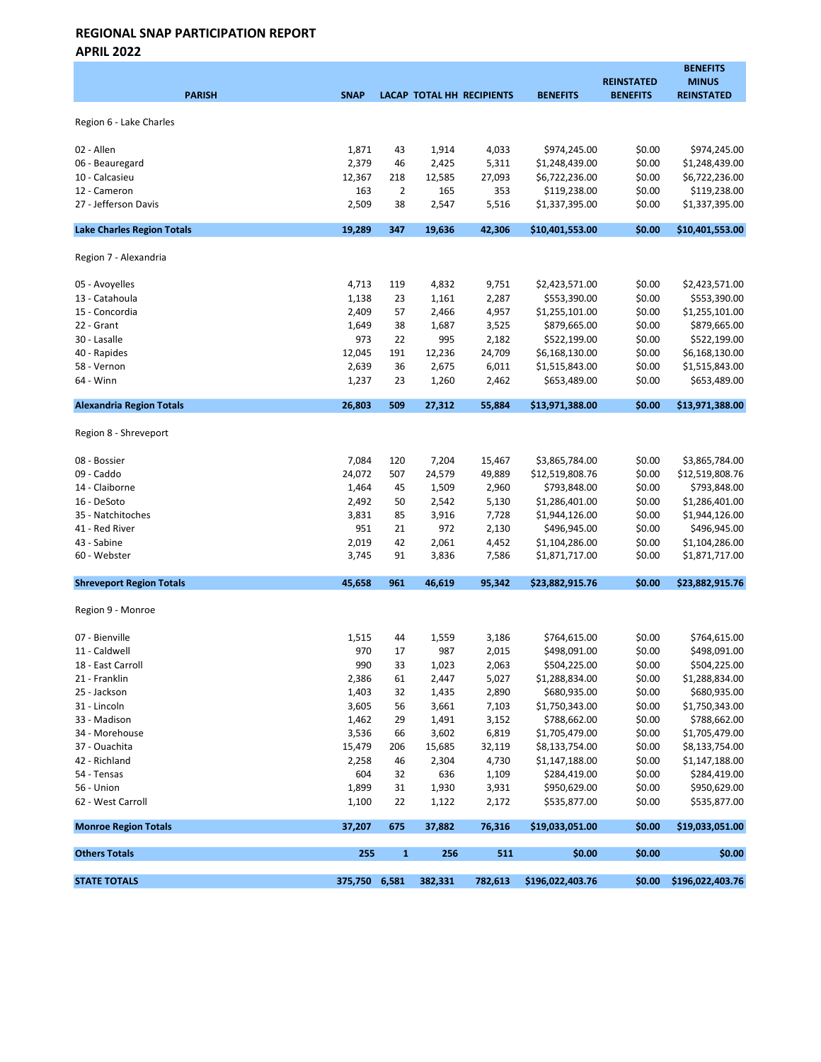## REGIONAL SNAP PARTICIPATION REPORT
## APRIL 2022

| PARISH | SNAP | LACAP | TOTAL HH | RECIPIENTS | BENEFITS | REINSTATED BENEFITS | BENEFITS MINUS REINSTATED |
|---|---|---|---|---|---|---|---|
| Region 6 - Lake Charles | | | | | | | |
| 02 - Allen | 1,871 | 43 | 1,914 | 4,033 | $974,245.00 | $0.00 | $974,245.00 |
| 06 - Beauregard | 2,379 | 46 | 2,425 | 5,311 | $1,248,439.00 | $0.00 | $1,248,439.00 |
| 10 - Calcasieu | 12,367 | 218 | 12,585 | 27,093 | $6,722,236.00 | $0.00 | $6,722,236.00 |
| 12 - Cameron | 163 | 2 | 165 | 353 | $119,238.00 | $0.00 | $119,238.00 |
| 27 - Jefferson Davis | 2,509 | 38 | 2,547 | 5,516 | $1,337,395.00 | $0.00 | $1,337,395.00 |
| **Lake Charles Region Totals** | **19,289** | **347** | **19,636** | **42,306** | **$10,401,553.00** | **$0.00** | **$10,401,553.00** |
| Region 7 - Alexandria | | | | | | | |
| 05 - Avoyelles | 4,713 | 119 | 4,832 | 9,751 | $2,423,571.00 | $0.00 | $2,423,571.00 |
| 13 - Catahoula | 1,138 | 23 | 1,161 | 2,287 | $553,390.00 | $0.00 | $553,390.00 |
| 15 - Concordia | 2,409 | 57 | 2,466 | 4,957 | $1,255,101.00 | $0.00 | $1,255,101.00 |
| 22 - Grant | 1,649 | 38 | 1,687 | 3,525 | $879,665.00 | $0.00 | $879,665.00 |
| 30 - Lasalle | 973 | 22 | 995 | 2,182 | $522,199.00 | $0.00 | $522,199.00 |
| 40 - Rapides | 12,045 | 191 | 12,236 | 24,709 | $6,168,130.00 | $0.00 | $6,168,130.00 |
| 58 - Vernon | 2,639 | 36 | 2,675 | 6,011 | $1,515,843.00 | $0.00 | $1,515,843.00 |
| 64 - Winn | 1,237 | 23 | 1,260 | 2,462 | $653,489.00 | $0.00 | $653,489.00 |
| **Alexandria Region Totals** | **26,803** | **509** | **27,312** | **55,884** | **$13,971,388.00** | **$0.00** | **$13,971,388.00** |
| Region 8 - Shreveport | | | | | | | |
| 08 - Bossier | 7,084 | 120 | 7,204 | 15,467 | $3,865,784.00 | $0.00 | $3,865,784.00 |
| 09 - Caddo | 24,072 | 507 | 24,579 | 49,889 | $12,519,808.76 | $0.00 | $12,519,808.76 |
| 14 - Claiborne | 1,464 | 45 | 1,509 | 2,960 | $793,848.00 | $0.00 | $793,848.00 |
| 16 - DeSoto | 2,492 | 50 | 2,542 | 5,130 | $1,286,401.00 | $0.00 | $1,286,401.00 |
| 35 - Natchitoches | 3,831 | 85 | 3,916 | 7,728 | $1,944,126.00 | $0.00 | $1,944,126.00 |
| 41 - Red River | 951 | 21 | 972 | 2,130 | $496,945.00 | $0.00 | $496,945.00 |
| 43 - Sabine | 2,019 | 42 | 2,061 | 4,452 | $1,104,286.00 | $0.00 | $1,104,286.00 |
| 60 - Webster | 3,745 | 91 | 3,836 | 7,586 | $1,871,717.00 | $0.00 | $1,871,717.00 |
| **Shreveport Region Totals** | **45,658** | **961** | **46,619** | **95,342** | **$23,882,915.76** | **$0.00** | **$23,882,915.76** |
| Region 9 - Monroe | | | | | | | |
| 07 - Bienville | 1,515 | 44 | 1,559 | 3,186 | $764,615.00 | $0.00 | $764,615.00 |
| 11 - Caldwell | 970 | 17 | 987 | 2,015 | $498,091.00 | $0.00 | $498,091.00 |
| 18 - East Carroll | 990 | 33 | 1,023 | 2,063 | $504,225.00 | $0.00 | $504,225.00 |
| 21 - Franklin | 2,386 | 61 | 2,447 | 5,027 | $1,288,834.00 | $0.00 | $1,288,834.00 |
| 25 - Jackson | 1,403 | 32 | 1,435 | 2,890 | $680,935.00 | $0.00 | $680,935.00 |
| 31 - Lincoln | 3,605 | 56 | 3,661 | 7,103 | $1,750,343.00 | $0.00 | $1,750,343.00 |
| 33 - Madison | 1,462 | 29 | 1,491 | 3,152 | $788,662.00 | $0.00 | $788,662.00 |
| 34 - Morehouse | 3,536 | 66 | 3,602 | 6,819 | $1,705,479.00 | $0.00 | $1,705,479.00 |
| 37 - Ouachita | 15,479 | 206 | 15,685 | 32,119 | $8,133,754.00 | $0.00 | $8,133,754.00 |
| 42 - Richland | 2,258 | 46 | 2,304 | 4,730 | $1,147,188.00 | $0.00 | $1,147,188.00 |
| 54 - Tensas | 604 | 32 | 636 | 1,109 | $284,419.00 | $0.00 | $284,419.00 |
| 56 - Union | 1,899 | 31 | 1,930 | 3,931 | $950,629.00 | $0.00 | $950,629.00 |
| 62 - West Carroll | 1,100 | 22 | 1,122 | 2,172 | $535,877.00 | $0.00 | $535,877.00 |
| **Monroe Region Totals** | **37,207** | **675** | **37,882** | **76,316** | **$19,033,051.00** | **$0.00** | **$19,033,051.00** |
| **Others Totals** | **255** | **1** | **256** | **511** | **$0.00** | **$0.00** | **$0.00** |
| **STATE TOTALS** | **375,750** | **6,581** | **382,331** | **782,613** | **$196,022,403.76** | **$0.00** | **$196,022,403.76** |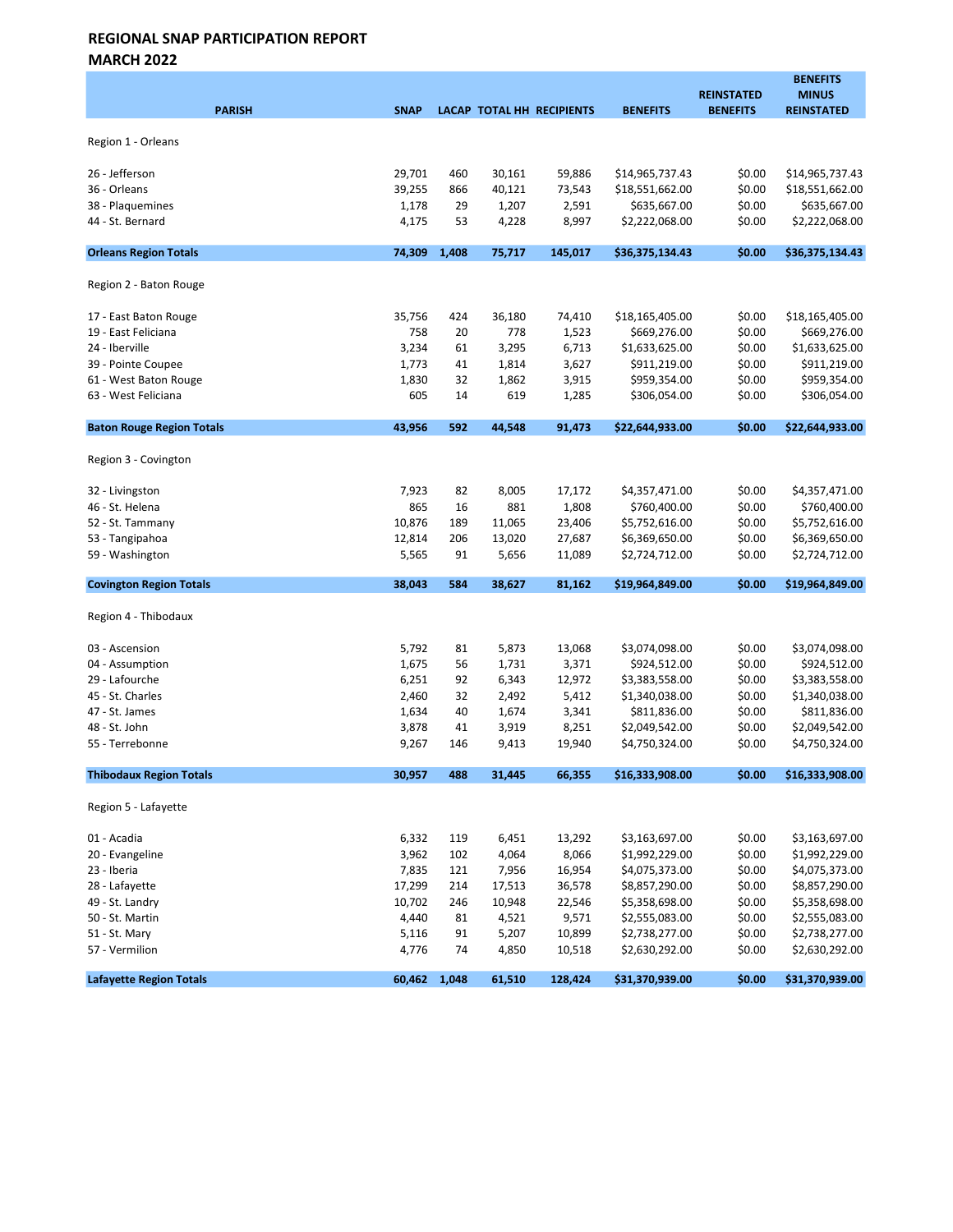## REGIONAL SNAP PARTICIPATION REPORT
## MARCH 2022

| PARISH | SNAP | LACAP | TOTAL HH | RECIPIENTS | BENEFITS | REINSTATED BENEFITS | BENEFITS MINUS REINSTATED |
|---|---|---|---|---|---|---|---|
| Region 1 - Orleans | | | | | | | |
| 26 - Jefferson | 29,701 | 460 | 30,161 | 59,886 | $14,965,737.43 | $0.00 | $14,965,737.43 |
| 36 - Orleans | 39,255 | 866 | 40,121 | 73,543 | $18,551,662.00 | $0.00 | $18,551,662.00 |
| 38 - Plaquemines | 1,178 | 29 | 1,207 | 2,591 | $635,667.00 | $0.00 | $635,667.00 |
| 44 - St. Bernard | 4,175 | 53 | 4,228 | 8,997 | $2,222,068.00 | $0.00 | $2,222,068.00 |
| **Orleans Region Totals** | **74,309** | **1,408** | **75,717** | **145,017** | **$36,375,134.43** | **$0.00** | **$36,375,134.43** |
| Region 2 - Baton Rouge | | | | | | | |
| 17 - East Baton Rouge | 35,756 | 424 | 36,180 | 74,410 | $18,165,405.00 | $0.00 | $18,165,405.00 |
| 19 - East Feliciana | 758 | 20 | 778 | 1,523 | $669,276.00 | $0.00 | $669,276.00 |
| 24 - Iberville | 3,234 | 61 | 3,295 | 6,713 | $1,633,625.00 | $0.00 | $1,633,625.00 |
| 39 - Pointe Coupee | 1,773 | 41 | 1,814 | 3,627 | $911,219.00 | $0.00 | $911,219.00 |
| 61 - West Baton Rouge | 1,830 | 32 | 1,862 | 3,915 | $959,354.00 | $0.00 | $959,354.00 |
| 63 - West Feliciana | 605 | 14 | 619 | 1,285 | $306,054.00 | $0.00 | $306,054.00 |
| **Baton Rouge Region Totals** | **43,956** | **592** | **44,548** | **91,473** | **$22,644,933.00** | **$0.00** | **$22,644,933.00** |
| Region 3 - Covington | | | | | | | |
| 32 - Livingston | 7,923 | 82 | 8,005 | 17,172 | $4,357,471.00 | $0.00 | $4,357,471.00 |
| 46 - St. Helena | 865 | 16 | 881 | 1,808 | $760,400.00 | $0.00 | $760,400.00 |
| 52 - St. Tammany | 10,876 | 189 | 11,065 | 23,406 | $5,752,616.00 | $0.00 | $5,752,616.00 |
| 53 - Tangipahoa | 12,814 | 206 | 13,020 | 27,687 | $6,369,650.00 | $0.00 | $6,369,650.00 |
| 59 - Washington | 5,565 | 91 | 5,656 | 11,089 | $2,724,712.00 | $0.00 | $2,724,712.00 |
| **Covington Region Totals** | **38,043** | **584** | **38,627** | **81,162** | **$19,964,849.00** | **$0.00** | **$19,964,849.00** |
| Region 4 - Thibodaux | | | | | | | |
| 03 - Ascension | 5,792 | 81 | 5,873 | 13,068 | $3,074,098.00 | $0.00 | $3,074,098.00 |
| 04 - Assumption | 1,675 | 56 | 1,731 | 3,371 | $924,512.00 | $0.00 | $924,512.00 |
| 29 - Lafourche | 6,251 | 92 | 6,343 | 12,972 | $3,383,558.00 | $0.00 | $3,383,558.00 |
| 45 - St. Charles | 2,460 | 32 | 2,492 | 5,412 | $1,340,038.00 | $0.00 | $1,340,038.00 |
| 47 - St. James | 1,634 | 40 | 1,674 | 3,341 | $811,836.00 | $0.00 | $811,836.00 |
| 48 - St. John | 3,878 | 41 | 3,919 | 8,251 | $2,049,542.00 | $0.00 | $2,049,542.00 |
| 55 - Terrebonne | 9,267 | 146 | 9,413 | 19,940 | $4,750,324.00 | $0.00 | $4,750,324.00 |
| **Thibodaux Region Totals** | **30,957** | **488** | **31,445** | **66,355** | **$16,333,908.00** | **$0.00** | **$16,333,908.00** |
| Region 5 - Lafayette | | | | | | | |
| 01 - Acadia | 6,332 | 119 | 6,451 | 13,292 | $3,163,697.00 | $0.00 | $3,163,697.00 |
| 20 - Evangeline | 3,962 | 102 | 4,064 | 8,066 | $1,992,229.00 | $0.00 | $1,992,229.00 |
| 23 - Iberia | 7,835 | 121 | 7,956 | 16,954 | $4,075,373.00 | $0.00 | $4,075,373.00 |
| 28 - Lafayette | 17,299 | 214 | 17,513 | 36,578 | $8,857,290.00 | $0.00 | $8,857,290.00 |
| 49 - St. Landry | 10,702 | 246 | 10,948 | 22,546 | $5,358,698.00 | $0.00 | $5,358,698.00 |
| 50 - St. Martin | 4,440 | 81 | 4,521 | 9,571 | $2,555,083.00 | $0.00 | $2,555,083.00 |
| 51 - St. Mary | 5,116 | 91 | 5,207 | 10,899 | $2,738,277.00 | $0.00 | $2,738,277.00 |
| 57 - Vermilion | 4,776 | 74 | 4,850 | 10,518 | $2,630,292.00 | $0.00 | $2,630,292.00 |
| **Lafayette Region Totals** | **60,462** | **1,048** | **61,510** | **128,424** | **$31,370,939.00** | **$0.00** | **$31,370,939.00** |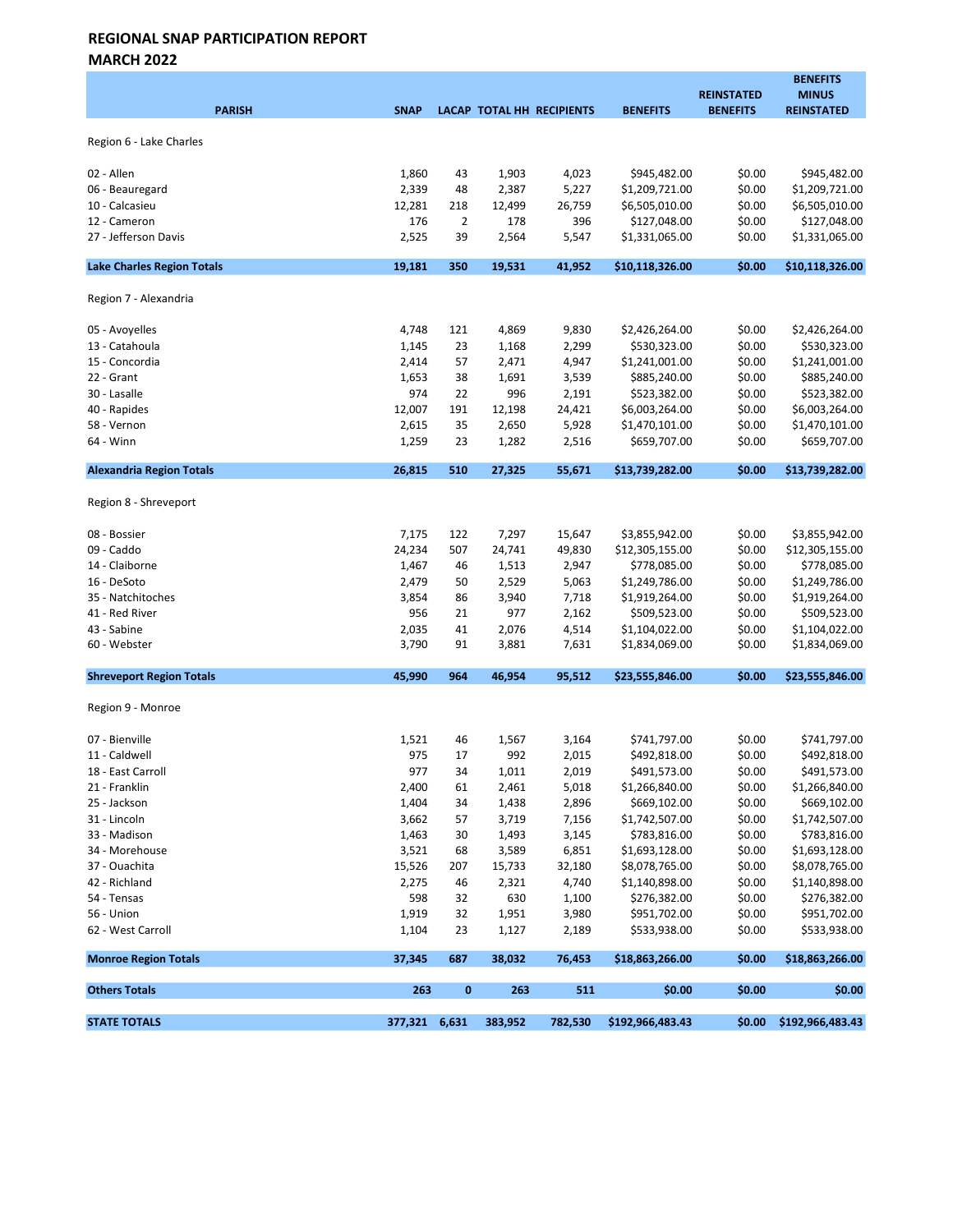## REGIONAL SNAP PARTICIPATION REPORT
## MARCH 2022

| PARISH | SNAP | LACAP | TOTAL HH | RECIPIENTS | BENEFITS | REINSTATED BENEFITS | BENEFITS MINUS REINSTATED |
|---|---|---|---|---|---|---|---|
| Region 6 - Lake Charles | | | | | | | |
| 02 - Allen | 1,860 | 43 | 1,903 | 4,023 | $945,482.00 | $0.00 | $945,482.00 |
| 06 - Beauregard | 2,339 | 48 | 2,387 | 5,227 | $1,209,721.00 | $0.00 | $1,209,721.00 |
| 10 - Calcasieu | 12,281 | 218 | 12,499 | 26,759 | $6,505,010.00 | $0.00 | $6,505,010.00 |
| 12 - Cameron | 176 | 2 | 178 | 396 | $127,048.00 | $0.00 | $127,048.00 |
| 27 - Jefferson Davis | 2,525 | 39 | 2,564 | 5,547 | $1,331,065.00 | $0.00 | $1,331,065.00 |
| **Lake Charles Region Totals** | **19,181** | **350** | **19,531** | **41,952** | **$10,118,326.00** | **$0.00** | **$10,118,326.00** |
| Region 7 - Alexandria | | | | | | | |
| 05 - Avoyelles | 4,748 | 121 | 4,869 | 9,830 | $2,426,264.00 | $0.00 | $2,426,264.00 |
| 13 - Catahoula | 1,145 | 23 | 1,168 | 2,299 | $530,323.00 | $0.00 | $530,323.00 |
| 15 - Concordia | 2,414 | 57 | 2,471 | 4,947 | $1,241,001.00 | $0.00 | $1,241,001.00 |
| 22 - Grant | 1,653 | 38 | 1,691 | 3,539 | $885,240.00 | $0.00 | $885,240.00 |
| 30 - Lasalle | 974 | 22 | 996 | 2,191 | $523,382.00 | $0.00 | $523,382.00 |
| 40 - Rapides | 12,007 | 191 | 12,198 | 24,421 | $6,003,264.00 | $0.00 | $6,003,264.00 |
| 58 - Vernon | 2,615 | 35 | 2,650 | 5,928 | $1,470,101.00 | $0.00 | $1,470,101.00 |
| 64 - Winn | 1,259 | 23 | 1,282 | 2,516 | $659,707.00 | $0.00 | $659,707.00 |
| **Alexandria Region Totals** | **26,815** | **510** | **27,325** | **55,671** | **$13,739,282.00** | **$0.00** | **$13,739,282.00** |
| Region 8 - Shreveport | | | | | | | |
| 08 - Bossier | 7,175 | 122 | 7,297 | 15,647 | $3,855,942.00 | $0.00 | $3,855,942.00 |
| 09 - Caddo | 24,234 | 507 | 24,741 | 49,830 | $12,305,155.00 | $0.00 | $12,305,155.00 |
| 14 - Claiborne | 1,467 | 46 | 1,513 | 2,947 | $778,085.00 | $0.00 | $778,085.00 |
| 16 - DeSoto | 2,479 | 50 | 2,529 | 5,063 | $1,249,786.00 | $0.00 | $1,249,786.00 |
| 35 - Natchitoches | 3,854 | 86 | 3,940 | 7,718 | $1,919,264.00 | $0.00 | $1,919,264.00 |
| 41 - Red River | 956 | 21 | 977 | 2,162 | $509,523.00 | $0.00 | $509,523.00 |
| 43 - Sabine | 2,035 | 41 | 2,076 | 4,514 | $1,104,022.00 | $0.00 | $1,104,022.00 |
| 60 - Webster | 3,790 | 91 | 3,881 | 7,631 | $1,834,069.00 | $0.00 | $1,834,069.00 |
| **Shreveport Region Totals** | **45,990** | **964** | **46,954** | **95,512** | **$23,555,846.00** | **$0.00** | **$23,555,846.00** |
| Region 9 - Monroe | | | | | | | |
| 07 - Bienville | 1,521 | 46 | 1,567 | 3,164 | $741,797.00 | $0.00 | $741,797.00 |
| 11 - Caldwell | 975 | 17 | 992 | 2,015 | $492,818.00 | $0.00 | $492,818.00 |
| 18 - East Carroll | 977 | 34 | 1,011 | 2,019 | $491,573.00 | $0.00 | $491,573.00 |
| 21 - Franklin | 2,400 | 61 | 2,461 | 5,018 | $1,266,840.00 | $0.00 | $1,266,840.00 |
| 25 - Jackson | 1,404 | 34 | 1,438 | 2,896 | $669,102.00 | $0.00 | $669,102.00 |
| 31 - Lincoln | 3,662 | 57 | 3,719 | 7,156 | $1,742,507.00 | $0.00 | $1,742,507.00 |
| 33 - Madison | 1,463 | 30 | 1,493 | 3,145 | $783,816.00 | $0.00 | $783,816.00 |
| 34 - Morehouse | 3,521 | 68 | 3,589 | 6,851 | $1,693,128.00 | $0.00 | $1,693,128.00 |
| 37 - Ouachita | 15,526 | 207 | 15,733 | 32,180 | $8,078,765.00 | $0.00 | $8,078,765.00 |
| 42 - Richland | 2,275 | 46 | 2,321 | 4,740 | $1,140,898.00 | $0.00 | $1,140,898.00 |
| 54 - Tensas | 598 | 32 | 630 | 1,100 | $276,382.00 | $0.00 | $276,382.00 |
| 56 - Union | 1,919 | 32 | 1,951 | 3,980 | $951,702.00 | $0.00 | $951,702.00 |
| 62 - West Carroll | 1,104 | 23 | 1,127 | 2,189 | $533,938.00 | $0.00 | $533,938.00 |
| **Monroe Region Totals** | **37,345** | **687** | **38,032** | **76,453** | **$18,863,266.00** | **$0.00** | **$18,863,266.00** |
| **Others Totals** | **263** | **0** | **263** | **511** | **$0.00** | **$0.00** | **$0.00** |
| **STATE TOTALS** | **377,321** | **6,631** | **383,952** | **782,530** | **$192,966,483.43** | **$0.00** | **$192,966,483.43** |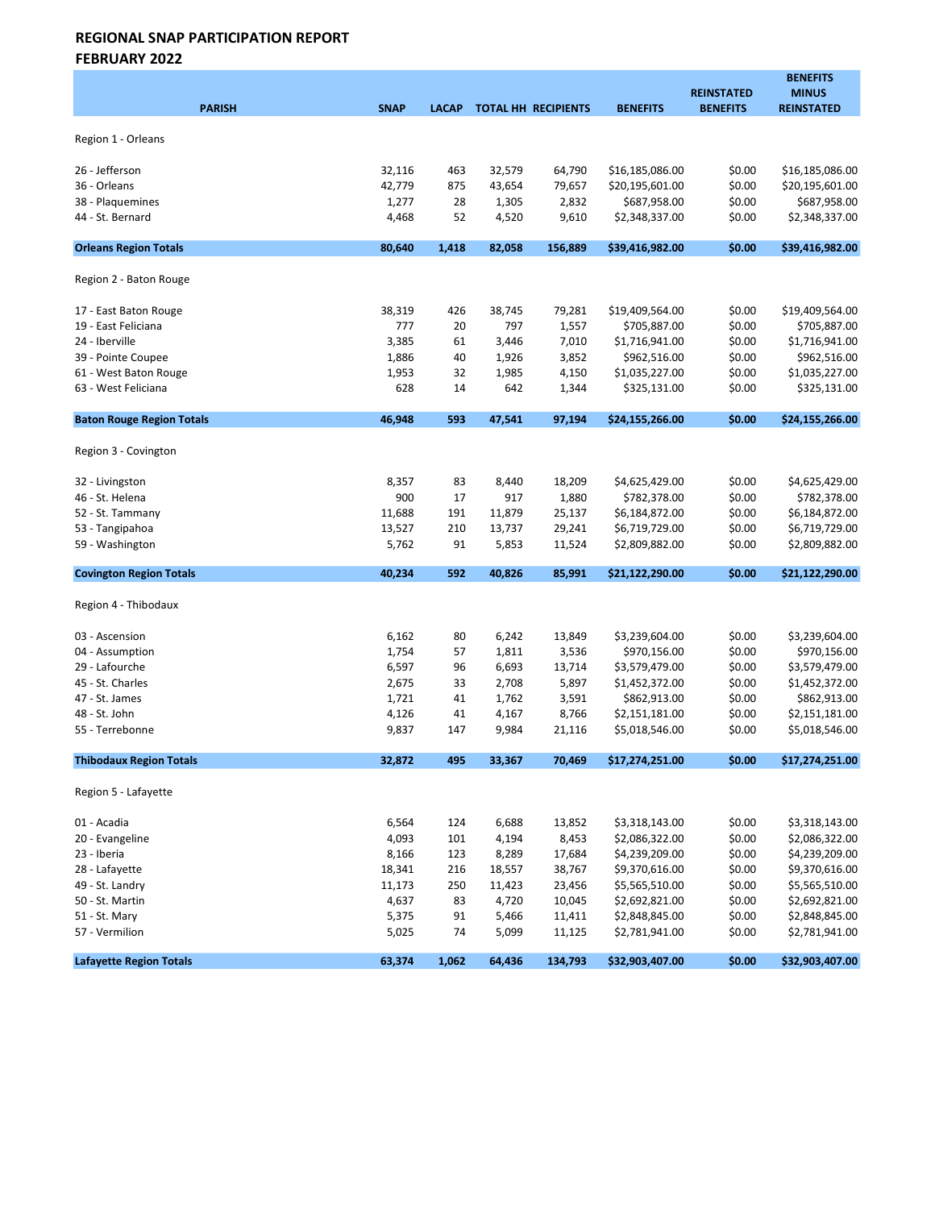# REGIONAL SNAP PARTICIPATION REPORT
## FEBRUARY 2022

| PARISH | SNAP | LACAP | TOTAL HH | RECIPIENTS | BENEFITS | REINSTATED BENEFITS | BENEFITS MINUS REINSTATED |
|---|---|---|---|---|---|---|---|
| Region 1 - Orleans | | | | | | | |
| 26 - Jefferson | 32,116 | 463 | 32,579 | 64,790 | $16,185,086.00 | $0.00 | $16,185,086.00 |
| 36 - Orleans | 42,779 | 875 | 43,654 | 79,657 | $20,195,601.00 | $0.00 | $20,195,601.00 |
| 38 - Plaquemines | 1,277 | 28 | 1,305 | 2,832 | $687,958.00 | $0.00 | $687,958.00 |
| 44 - St. Bernard | 4,468 | 52 | 4,520 | 9,610 | $2,348,337.00 | $0.00 | $2,348,337.00 |
| **Orleans Region Totals** | **80,640** | **1,418** | **82,058** | **156,889** | **$39,416,982.00** | **$0.00** | **$39,416,982.00** |
| Region 2 - Baton Rouge | | | | | | | |
| 17 - East Baton Rouge | 38,319 | 426 | 38,745 | 79,281 | $19,409,564.00 | $0.00 | $19,409,564.00 |
| 19 - East Feliciana | 777 | 20 | 797 | 1,557 | $705,887.00 | $0.00 | $705,887.00 |
| 24 - Iberville | 3,385 | 61 | 3,446 | 7,010 | $1,716,941.00 | $0.00 | $1,716,941.00 |
| 39 - Pointe Coupee | 1,886 | 40 | 1,926 | 3,852 | $962,516.00 | $0.00 | $962,516.00 |
| 61 - West Baton Rouge | 1,953 | 32 | 1,985 | 4,150 | $1,035,227.00 | $0.00 | $1,035,227.00 |
| 63 - West Feliciana | 628 | 14 | 642 | 1,344 | $325,131.00 | $0.00 | $325,131.00 |
| **Baton Rouge Region Totals** | **46,948** | **593** | **47,541** | **97,194** | **$24,155,266.00** | **$0.00** | **$24,155,266.00** |
| Region 3 - Covington | | | | | | | |
| 32 - Livingston | 8,357 | 83 | 8,440 | 18,209 | $4,625,429.00 | $0.00 | $4,625,429.00 |
| 46 - St. Helena | 900 | 17 | 917 | 1,880 | $782,378.00 | $0.00 | $782,378.00 |
| 52 - St. Tammany | 11,688 | 191 | 11,879 | 25,137 | $6,184,872.00 | $0.00 | $6,184,872.00 |
| 53 - Tangipahoa | 13,527 | 210 | 13,737 | 29,241 | $6,719,729.00 | $0.00 | $6,719,729.00 |
| 59 - Washington | 5,762 | 91 | 5,853 | 11,524 | $2,809,882.00 | $0.00 | $2,809,882.00 |
| **Covington Region Totals** | **40,234** | **592** | **40,826** | **85,991** | **$21,122,290.00** | **$0.00** | **$21,122,290.00** |
| Region 4 - Thibodaux | | | | | | | |
| 03 - Ascension | 6,162 | 80 | 6,242 | 13,849 | $3,239,604.00 | $0.00 | $3,239,604.00 |
| 04 - Assumption | 1,754 | 57 | 1,811 | 3,536 | $970,156.00 | $0.00 | $970,156.00 |
| 29 - Lafourche | 6,597 | 96 | 6,693 | 13,714 | $3,579,479.00 | $0.00 | $3,579,479.00 |
| 45 - St. Charles | 2,675 | 33 | 2,708 | 5,897 | $1,452,372.00 | $0.00 | $1,452,372.00 |
| 47 - St. James | 1,721 | 41 | 1,762 | 3,591 | $862,913.00 | $0.00 | $862,913.00 |
| 48 - St. John | 4,126 | 41 | 4,167 | 8,766 | $2,151,181.00 | $0.00 | $2,151,181.00 |
| 55 - Terrebonne | 9,837 | 147 | 9,984 | 21,116 | $5,018,546.00 | $0.00 | $5,018,546.00 |
| **Thibodaux Region Totals** | **32,872** | **495** | **33,367** | **70,469** | **$17,274,251.00** | **$0.00** | **$17,274,251.00** |
| Region 5 - Lafayette | | | | | | | |
| 01 - Acadia | 6,564 | 124 | 6,688 | 13,852 | $3,318,143.00 | $0.00 | $3,318,143.00 |
| 20 - Evangeline | 4,093 | 101 | 4,194 | 8,453 | $2,086,322.00 | $0.00 | $2,086,322.00 |
| 23 - Iberia | 8,166 | 123 | 8,289 | 17,684 | $4,239,209.00 | $0.00 | $4,239,209.00 |
| 28 - Lafayette | 18,341 | 216 | 18,557 | 38,767 | $9,370,616.00 | $0.00 | $9,370,616.00 |
| 49 - St. Landry | 11,173 | 250 | 11,423 | 23,456 | $5,565,510.00 | $0.00 | $5,565,510.00 |
| 50 - St. Martin | 4,637 | 83 | 4,720 | 10,045 | $2,692,821.00 | $0.00 | $2,692,821.00 |
| 51 - St. Mary | 5,375 | 91 | 5,466 | 11,411 | $2,848,845.00 | $0.00 | $2,848,845.00 |
| 57 - Vermilion | 5,025 | 74 | 5,099 | 11,125 | $2,781,941.00 | $0.00 | $2,781,941.00 |
| **Lafayette Region Totals** | **63,374** | **1,062** | **64,436** | **134,793** | **$32,903,407.00** | **$0.00** | **$32,903,407.00** |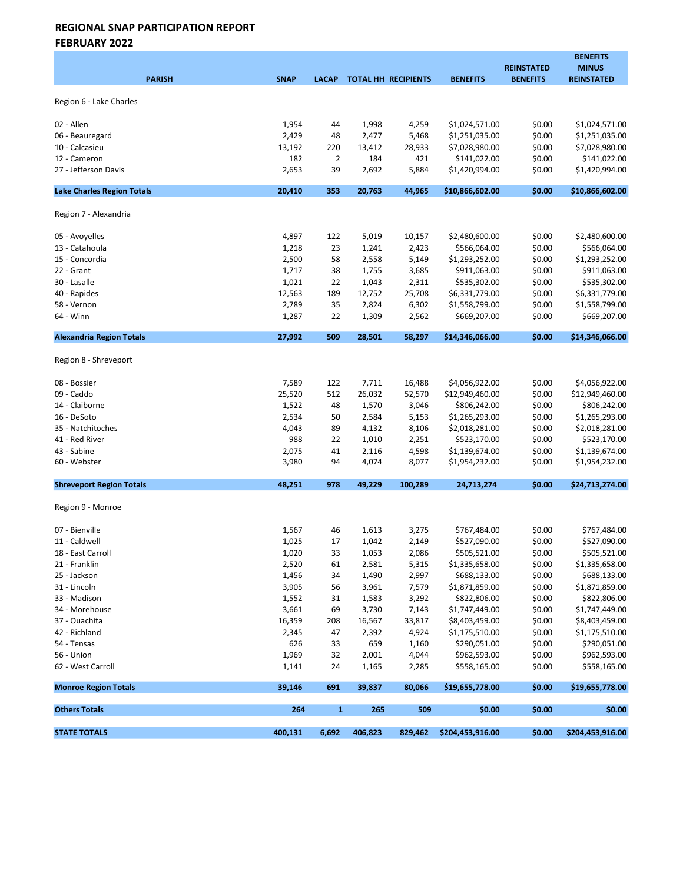## REGIONAL SNAP PARTICIPATION REPORT
## FEBRUARY 2022

| PARISH | SNAP | LACAP | TOTAL HH | RECIPIENTS | BENEFITS | REINSTATED BENEFITS | BENEFITS MINUS REINSTATED |
|---|---|---|---|---|---|---|---|
| Region 6 - Lake Charles | | | | | | | |
| 02 - Allen | 1,954 | 44 | 1,998 | 4,259 | $1,024,571.00 | $0.00 | $1,024,571.00 |
| 06 - Beauregard | 2,429 | 48 | 2,477 | 5,468 | $1,251,035.00 | $0.00 | $1,251,035.00 |
| 10 - Calcasieu | 13,192 | 220 | 13,412 | 28,933 | $7,028,980.00 | $0.00 | $7,028,980.00 |
| 12 - Cameron | 182 | 2 | 184 | 421 | $141,022.00 | $0.00 | $141,022.00 |
| 27 - Jefferson Davis | 2,653 | 39 | 2,692 | 5,884 | $1,420,994.00 | $0.00 | $1,420,994.00 |
| **Lake Charles Region Totals** | **20,410** | **353** | **20,763** | **44,965** | **$10,866,602.00** | **$0.00** | **$10,866,602.00** |
| Region 7 - Alexandria | | | | | | | |
| 05 - Avoyelles | 4,897 | 122 | 5,019 | 10,157 | $2,480,600.00 | $0.00 | $2,480,600.00 |
| 13 - Catahoula | 1,218 | 23 | 1,241 | 2,423 | $566,064.00 | $0.00 | $566,064.00 |
| 15 - Concordia | 2,500 | 58 | 2,558 | 5,149 | $1,293,252.00 | $0.00 | $1,293,252.00 |
| 22 - Grant | 1,717 | 38 | 1,755 | 3,685 | $911,063.00 | $0.00 | $911,063.00 |
| 30 - Lasalle | 1,021 | 22 | 1,043 | 2,311 | $535,302.00 | $0.00 | $535,302.00 |
| 40 - Rapides | 12,563 | 189 | 12,752 | 25,708 | $6,331,779.00 | $0.00 | $6,331,779.00 |
| 58 - Vernon | 2,789 | 35 | 2,824 | 6,302 | $1,558,799.00 | $0.00 | $1,558,799.00 |
| 64 - Winn | 1,287 | 22 | 1,309 | 2,562 | $669,207.00 | $0.00 | $669,207.00 |
| **Alexandria Region Totals** | **27,992** | **509** | **28,501** | **58,297** | **$14,346,066.00** | **$0.00** | **$14,346,066.00** |
| Region 8 - Shreveport | | | | | | | |
| 08 - Bossier | 7,589 | 122 | 7,711 | 16,488 | $4,056,922.00 | $0.00 | $4,056,922.00 |
| 09 - Caddo | 25,520 | 512 | 26,032 | 52,570 | $12,949,460.00 | $0.00 | $12,949,460.00 |
| 14 - Claiborne | 1,522 | 48 | 1,570 | 3,046 | $806,242.00 | $0.00 | $806,242.00 |
| 16 - DeSoto | 2,534 | 50 | 2,584 | 5,153 | $1,265,293.00 | $0.00 | $1,265,293.00 |
| 35 - Natchitoches | 4,043 | 89 | 4,132 | 8,106 | $2,018,281.00 | $0.00 | $2,018,281.00 |
| 41 - Red River | 988 | 22 | 1,010 | 2,251 | $523,170.00 | $0.00 | $523,170.00 |
| 43 - Sabine | 2,075 | 41 | 2,116 | 4,598 | $1,139,674.00 | $0.00 | $1,139,674.00 |
| 60 - Webster | 3,980 | 94 | 4,074 | 8,077 | $1,954,232.00 | $0.00 | $1,954,232.00 |
| **Shreveport Region Totals** | **48,251** | **978** | **49,229** | **100,289** | **24,713,274** | **$0.00** | **$24,713,274.00** |
| Region 9 - Monroe | | | | | | | |
| 07 - Bienville | 1,567 | 46 | 1,613 | 3,275 | $767,484.00 | $0.00 | $767,484.00 |
| 11 - Caldwell | 1,025 | 17 | 1,042 | 2,149 | $527,090.00 | $0.00 | $527,090.00 |
| 18 - East Carroll | 1,020 | 33 | 1,053 | 2,086 | $505,521.00 | $0.00 | $505,521.00 |
| 21 - Franklin | 2,520 | 61 | 2,581 | 5,315 | $1,335,658.00 | $0.00 | $1,335,658.00 |
| 25 - Jackson | 1,456 | 34 | 1,490 | 2,997 | $688,133.00 | $0.00 | $688,133.00 |
| 31 - Lincoln | 3,905 | 56 | 3,961 | 7,579 | $1,871,859.00 | $0.00 | $1,871,859.00 |
| 33 - Madison | 1,552 | 31 | 1,583 | 3,292 | $822,806.00 | $0.00 | $822,806.00 |
| 34 - Morehouse | 3,661 | 69 | 3,730 | 7,143 | $1,747,449.00 | $0.00 | $1,747,449.00 |
| 37 - Ouachita | 16,359 | 208 | 16,567 | 33,817 | $8,403,459.00 | $0.00 | $8,403,459.00 |
| 42 - Richland | 2,345 | 47 | 2,392 | 4,924 | $1,175,510.00 | $0.00 | $1,175,510.00 |
| 54 - Tensas | 626 | 33 | 659 | 1,160 | $290,051.00 | $0.00 | $290,051.00 |
| 56 - Union | 1,969 | 32 | 2,001 | 4,044 | $962,593.00 | $0.00 | $962,593.00 |
| 62 - West Carroll | 1,141 | 24 | 1,165 | 2,285 | $558,165.00 | $0.00 | $558,165.00 |
| **Monroe Region Totals** | **39,146** | **691** | **39,837** | **80,066** | **$19,655,778.00** | **$0.00** | **$19,655,778.00** |
| **Others Totals** | **264** | **1** | **265** | **509** | **$0.00** | **$0.00** | **$0.00** |
| **STATE TOTALS** | **400,131** | **6,692** | **406,823** | **829,462** | **$204,453,916.00** | **$0.00** | **$204,453,916.00** |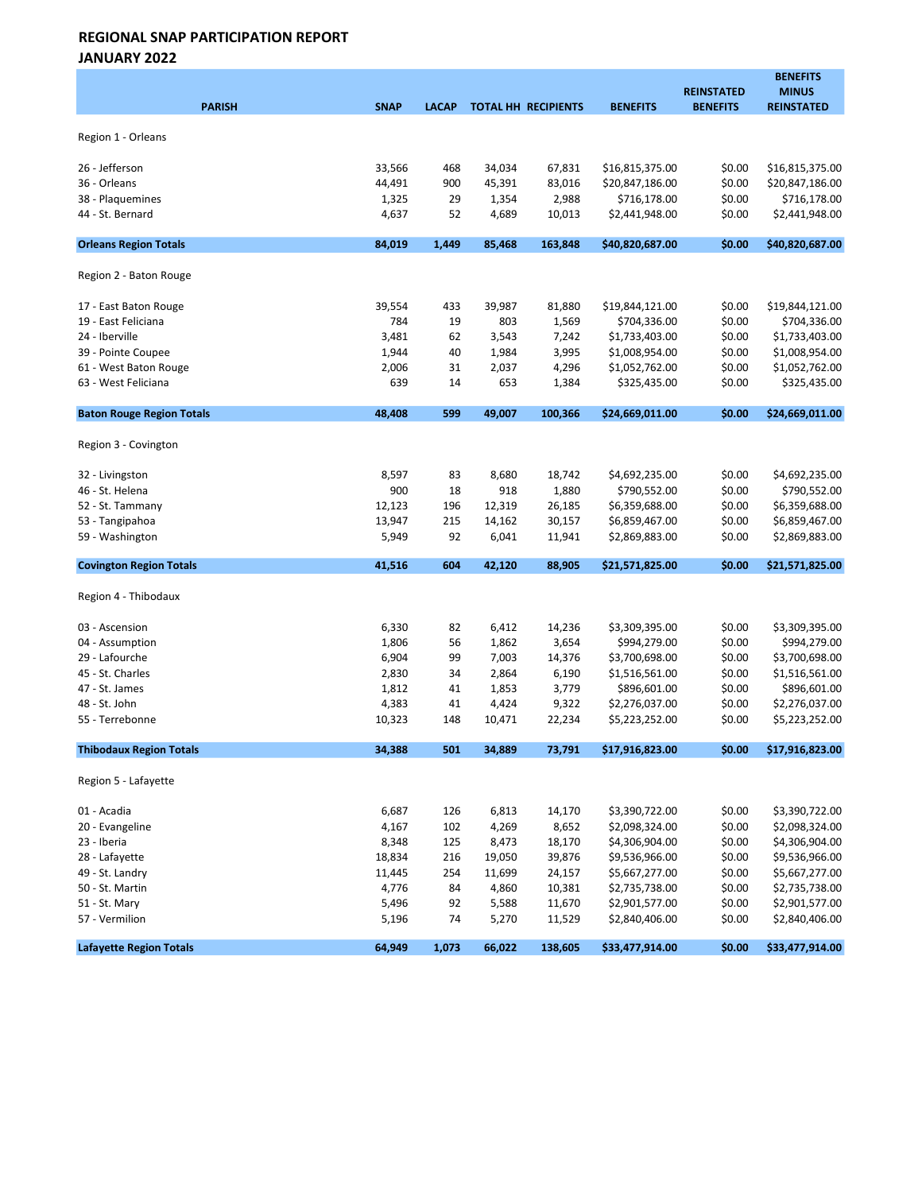**REGIONAL SNAP PARTICIPATION REPORT**
**JANUARY 2022**

| PARISH | SNAP | LACAP | TOTAL HH | RECIPIENTS | BENEFITS | REINSTATED BENEFITS | BENEFITS MINUS REINSTATED |
|---|---|---|---|---|---|---|---|
| Region 1 - Orleans | | | | | | | |
| 26 - Jefferson | 33,566 | 468 | 34,034 | 67,831 | $16,815,375.00 | $0.00 | $16,815,375.00 |
| 36 - Orleans | 44,491 | 900 | 45,391 | 83,016 | $20,847,186.00 | $0.00 | $20,847,186.00 |
| 38 - Plaquemines | 1,325 | 29 | 1,354 | 2,988 | $716,178.00 | $0.00 | $716,178.00 |
| 44 - St. Bernard | 4,637 | 52 | 4,689 | 10,013 | $2,441,948.00 | $0.00 | $2,441,948.00 |
| **Orleans Region Totals** | **84,019** | **1,449** | **85,468** | **163,848** | **$40,820,687.00** | **$0.00** | **$40,820,687.00** |
| Region 2 - Baton Rouge | | | | | | | |
| 17 - East Baton Rouge | 39,554 | 433 | 39,987 | 81,880 | $19,844,121.00 | $0.00 | $19,844,121.00 |
| 19 - East Feliciana | 784 | 19 | 803 | 1,569 | $704,336.00 | $0.00 | $704,336.00 |
| 24 - Iberville | 3,481 | 62 | 3,543 | 7,242 | $1,733,403.00 | $0.00 | $1,733,403.00 |
| 39 - Pointe Coupee | 1,944 | 40 | 1,984 | 3,995 | $1,008,954.00 | $0.00 | $1,008,954.00 |
| 61 - West Baton Rouge | 2,006 | 31 | 2,037 | 4,296 | $1,052,762.00 | $0.00 | $1,052,762.00 |
| 63 - West Feliciana | 639 | 14 | 653 | 1,384 | $325,435.00 | $0.00 | $325,435.00 |
| **Baton Rouge Region Totals** | **48,408** | **599** | **49,007** | **100,366** | **$24,669,011.00** | **$0.00** | **$24,669,011.00** |
| Region 3 - Covington | | | | | | | |
| 32 - Livingston | 8,597 | 83 | 8,680 | 18,742 | $4,692,235.00 | $0.00 | $4,692,235.00 |
| 46 - St. Helena | 900 | 18 | 918 | 1,880 | $790,552.00 | $0.00 | $790,552.00 |
| 52 - St. Tammany | 12,123 | 196 | 12,319 | 26,185 | $6,359,688.00 | $0.00 | $6,359,688.00 |
| 53 - Tangipahoa | 13,947 | 215 | 14,162 | 30,157 | $6,859,467.00 | $0.00 | $6,859,467.00 |
| 59 - Washington | 5,949 | 92 | 6,041 | 11,941 | $2,869,883.00 | $0.00 | $2,869,883.00 |
| **Covington Region Totals** | **41,516** | **604** | **42,120** | **88,905** | **$21,571,825.00** | **$0.00** | **$21,571,825.00** |
| Region 4 - Thibodaux | | | | | | | |
| 03 - Ascension | 6,330 | 82 | 6,412 | 14,236 | $3,309,395.00 | $0.00 | $3,309,395.00 |
| 04 - Assumption | 1,806 | 56 | 1,862 | 3,654 | $994,279.00 | $0.00 | $994,279.00 |
| 29 - Lafourche | 6,904 | 99 | 7,003 | 14,376 | $3,700,698.00 | $0.00 | $3,700,698.00 |
| 45 - St. Charles | 2,830 | 34 | 2,864 | 6,190 | $1,516,561.00 | $0.00 | $1,516,561.00 |
| 47 - St. James | 1,812 | 41 | 1,853 | 3,779 | $896,601.00 | $0.00 | $896,601.00 |
| 48 - St. John | 4,383 | 41 | 4,424 | 9,322 | $2,276,037.00 | $0.00 | $2,276,037.00 |
| 55 - Terrebonne | 10,323 | 148 | 10,471 | 22,234 | $5,223,252.00 | $0.00 | $5,223,252.00 |
| **Thibodaux Region Totals** | **34,388** | **501** | **34,889** | **73,791** | **$17,916,823.00** | **$0.00** | **$17,916,823.00** |
| Region 5 - Lafayette | | | | | | | |
| 01 - Acadia | 6,687 | 126 | 6,813 | 14,170 | $3,390,722.00 | $0.00 | $3,390,722.00 |
| 20 - Evangeline | 4,167 | 102 | 4,269 | 8,652 | $2,098,324.00 | $0.00 | $2,098,324.00 |
| 23 - Iberia | 8,348 | 125 | 8,473 | 18,170 | $4,306,904.00 | $0.00 | $4,306,904.00 |
| 28 - Lafayette | 18,834 | 216 | 19,050 | 39,876 | $9,536,966.00 | $0.00 | $9,536,966.00 |
| 49 - St. Landry | 11,445 | 254 | 11,699 | 24,157 | $5,667,277.00 | $0.00 | $5,667,277.00 |
| 50 - St. Martin | 4,776 | 84 | 4,860 | 10,381 | $2,735,738.00 | $0.00 | $2,735,738.00 |
| 51 - St. Mary | 5,496 | 92 | 5,588 | 11,670 | $2,901,577.00 | $0.00 | $2,901,577.00 |
| 57 - Vermilion | 5,196 | 74 | 5,270 | 11,529 | $2,840,406.00 | $0.00 | $2,840,406.00 |
| **Lafayette Region Totals** | **64,949** | **1,073** | **66,022** | **138,605** | **$33,477,914.00** | **$0.00** | **$33,477,914.00** |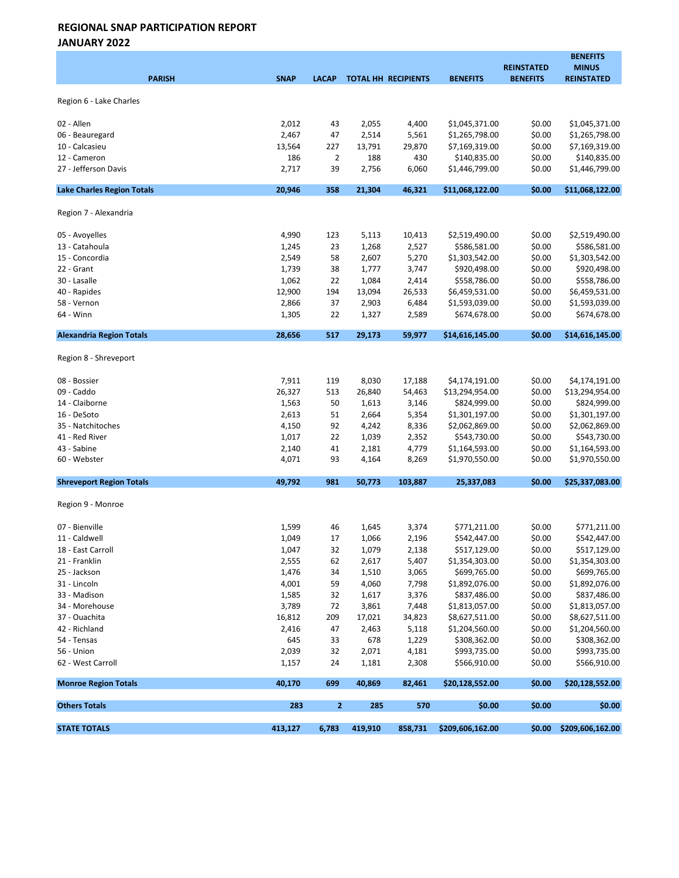## REGIONAL SNAP PARTICIPATION REPORT
## JANUARY 2022

| PARISH | SNAP | LACAP | TOTAL HH | RECIPIENTS | BENEFITS | REINSTATED BENEFITS | BENEFITS MINUS REINSTATED |
|---|---|---|---|---|---|---|---|
| Region 6 - Lake Charles | | | | | | | |
| 02 - Allen | 2,012 | 43 | 2,055 | 4,400 | $1,045,371.00 | $0.00 | $1,045,371.00 |
| 06 - Beauregard | 2,467 | 47 | 2,514 | 5,561 | $1,265,798.00 | $0.00 | $1,265,798.00 |
| 10 - Calcasieu | 13,564 | 227 | 13,791 | 29,870 | $7,169,319.00 | $0.00 | $7,169,319.00 |
| 12 - Cameron | 186 | 2 | 188 | 430 | $140,835.00 | $0.00 | $140,835.00 |
| 27 - Jefferson Davis | 2,717 | 39 | 2,756 | 6,060 | $1,446,799.00 | $0.00 | $1,446,799.00 |
| **Lake Charles Region Totals** | **20,946** | **358** | **21,304** | **46,321** | **$11,068,122.00** | **$0.00** | **$11,068,122.00** |
| Region 7 - Alexandria | | | | | | | |
| 05 - Avoyelles | 4,990 | 123 | 5,113 | 10,413 | $2,519,490.00 | $0.00 | $2,519,490.00 |
| 13 - Catahoula | 1,245 | 23 | 1,268 | 2,527 | $586,581.00 | $0.00 | $586,581.00 |
| 15 - Concordia | 2,549 | 58 | 2,607 | 5,270 | $1,303,542.00 | $0.00 | $1,303,542.00 |
| 22 - Grant | 1,739 | 38 | 1,777 | 3,747 | $920,498.00 | $0.00 | $920,498.00 |
| 30 - Lasalle | 1,062 | 22 | 1,084 | 2,414 | $558,786.00 | $0.00 | $558,786.00 |
| 40 - Rapides | 12,900 | 194 | 13,094 | 26,533 | $6,459,531.00 | $0.00 | $6,459,531.00 |
| 58 - Vernon | 2,866 | 37 | 2,903 | 6,484 | $1,593,039.00 | $0.00 | $1,593,039.00 |
| 64 - Winn | 1,305 | 22 | 1,327 | 2,589 | $674,678.00 | $0.00 | $674,678.00 |
| **Alexandria Region Totals** | **28,656** | **517** | **29,173** | **59,977** | **$14,616,145.00** | **$0.00** | **$14,616,145.00** |
| Region 8 - Shreveport | | | | | | | |
| 08 - Bossier | 7,911 | 119 | 8,030 | 17,188 | $4,174,191.00 | $0.00 | $4,174,191.00 |
| 09 - Caddo | 26,327 | 513 | 26,840 | 54,463 | $13,294,954.00 | $0.00 | $13,294,954.00 |
| 14 - Claiborne | 1,563 | 50 | 1,613 | 3,146 | $824,999.00 | $0.00 | $824,999.00 |
| 16 - DeSoto | 2,613 | 51 | 2,664 | 5,354 | $1,301,197.00 | $0.00 | $1,301,197.00 |
| 35 - Natchitoches | 4,150 | 92 | 4,242 | 8,336 | $2,062,869.00 | $0.00 | $2,062,869.00 |
| 41 - Red River | 1,017 | 22 | 1,039 | 2,352 | $543,730.00 | $0.00 | $543,730.00 |
| 43 - Sabine | 2,140 | 41 | 2,181 | 4,779 | $1,164,593.00 | $0.00 | $1,164,593.00 |
| 60 - Webster | 4,071 | 93 | 4,164 | 8,269 | $1,970,550.00 | $0.00 | $1,970,550.00 |
| **Shreveport Region Totals** | **49,792** | **981** | **50,773** | **103,887** | **25,337,083** | **$0.00** | **$25,337,083.00** |
| Region 9 - Monroe | | | | | | | |
| 07 - Bienville | 1,599 | 46 | 1,645 | 3,374 | $771,211.00 | $0.00 | $771,211.00 |
| 11 - Caldwell | 1,049 | 17 | 1,066 | 2,196 | $542,447.00 | $0.00 | $542,447.00 |
| 18 - East Carroll | 1,047 | 32 | 1,079 | 2,138 | $517,129.00 | $0.00 | $517,129.00 |
| 21 - Franklin | 2,555 | 62 | 2,617 | 5,407 | $1,354,303.00 | $0.00 | $1,354,303.00 |
| 25 - Jackson | 1,476 | 34 | 1,510 | 3,065 | $699,765.00 | $0.00 | $699,765.00 |
| 31 - Lincoln | 4,001 | 59 | 4,060 | 7,798 | $1,892,076.00 | $0.00 | $1,892,076.00 |
| 33 - Madison | 1,585 | 32 | 1,617 | 3,376 | $837,486.00 | $0.00 | $837,486.00 |
| 34 - Morehouse | 3,789 | 72 | 3,861 | 7,448 | $1,813,057.00 | $0.00 | $1,813,057.00 |
| 37 - Ouachita | 16,812 | 209 | 17,021 | 34,823 | $8,627,511.00 | $0.00 | $8,627,511.00 |
| 42 - Richland | 2,416 | 47 | 2,463 | 5,118 | $1,204,560.00 | $0.00 | $1,204,560.00 |
| 54 - Tensas | 645 | 33 | 678 | 1,229 | $308,362.00 | $0.00 | $308,362.00 |
| 56 - Union | 2,039 | 32 | 2,071 | 4,181 | $993,735.00 | $0.00 | $993,735.00 |
| 62 - West Carroll | 1,157 | 24 | 1,181 | 2,308 | $566,910.00 | $0.00 | $566,910.00 |
| **Monroe Region Totals** | **40,170** | **699** | **40,869** | **82,461** | **$20,128,552.00** | **$0.00** | **$20,128,552.00** |
| **Others Totals** | **283** | **2** | **285** | **570** | **$0.00** | **$0.00** | **$0.00** |
| **STATE TOTALS** | **413,127** | **6,783** | **419,910** | **858,731** | **$209,606,162.00** | **$0.00** | **$209,606,162.00** |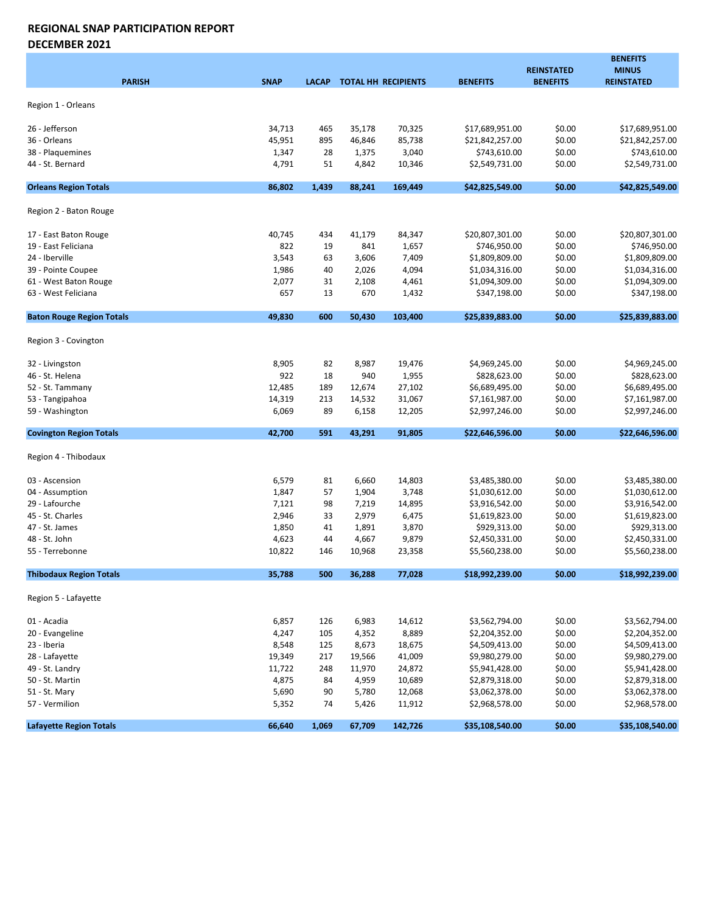**REGIONAL SNAP PARTICIPATION REPORT**
**DECEMBER 2021**

| PARISH | SNAP | LACAP | TOTAL HH | RECIPIENTS | BENEFITS | REINSTATED BENEFITS | BENEFITS MINUS REINSTATED |
|---|---|---|---|---|---|---|---|
| Region 1 - Orleans | | | | | | | |
| 26 - Jefferson | 34,713 | 465 | 35,178 | 70,325 | $17,689,951.00 | $0.00 | $17,689,951.00 |
| 36 - Orleans | 45,951 | 895 | 46,846 | 85,738 | $21,842,257.00 | $0.00 | $21,842,257.00 |
| 38 - Plaquemines | 1,347 | 28 | 1,375 | 3,040 | $743,610.00 | $0.00 | $743,610.00 |
| 44 - St. Bernard | 4,791 | 51 | 4,842 | 10,346 | $2,549,731.00 | $0.00 | $2,549,731.00 |
| **Orleans Region Totals** | **86,802** | **1,439** | **88,241** | **169,449** | **$42,825,549.00** | **$0.00** | **$42,825,549.00** |
| Region 2 - Baton Rouge | | | | | | | |
| 17 - East Baton Rouge | 40,745 | 434 | 41,179 | 84,347 | $20,807,301.00 | $0.00 | $20,807,301.00 |
| 19 - East Feliciana | 822 | 19 | 841 | 1,657 | $746,950.00 | $0.00 | $746,950.00 |
| 24 - Iberville | 3,543 | 63 | 3,606 | 7,409 | $1,809,809.00 | $0.00 | $1,809,809.00 |
| 39 - Pointe Coupee | 1,986 | 40 | 2,026 | 4,094 | $1,034,316.00 | $0.00 | $1,034,316.00 |
| 61 - West Baton Rouge | 2,077 | 31 | 2,108 | 4,461 | $1,094,309.00 | $0.00 | $1,094,309.00 |
| 63 - West Feliciana | 657 | 13 | 670 | 1,432 | $347,198.00 | $0.00 | $347,198.00 |
| **Baton Rouge Region Totals** | **49,830** | **600** | **50,430** | **103,400** | **$25,839,883.00** | **$0.00** | **$25,839,883.00** |
| Region 3 - Covington | | | | | | | |
| 32 - Livingston | 8,905 | 82 | 8,987 | 19,476 | $4,969,245.00 | $0.00 | $4,969,245.00 |
| 46 - St. Helena | 922 | 18 | 940 | 1,955 | $828,623.00 | $0.00 | $828,623.00 |
| 52 - St. Tammany | 12,485 | 189 | 12,674 | 27,102 | $6,689,495.00 | $0.00 | $6,689,495.00 |
| 53 - Tangipahoa | 14,319 | 213 | 14,532 | 31,067 | $7,161,987.00 | $0.00 | $7,161,987.00 |
| 59 - Washington | 6,069 | 89 | 6,158 | 12,205 | $2,997,246.00 | $0.00 | $2,997,246.00 |
| **Covington Region Totals** | **42,700** | **591** | **43,291** | **91,805** | **$22,646,596.00** | **$0.00** | **$22,646,596.00** |
| Region 4 - Thibodaux | | | | | | | |
| 03 - Ascension | 6,579 | 81 | 6,660 | 14,803 | $3,485,380.00 | $0.00 | $3,485,380.00 |
| 04 - Assumption | 1,847 | 57 | 1,904 | 3,748 | $1,030,612.00 | $0.00 | $1,030,612.00 |
| 29 - Lafourche | 7,121 | 98 | 7,219 | 14,895 | $3,916,542.00 | $0.00 | $3,916,542.00 |
| 45 - St. Charles | 2,946 | 33 | 2,979 | 6,475 | $1,619,823.00 | $0.00 | $1,619,823.00 |
| 47 - St. James | 1,850 | 41 | 1,891 | 3,870 | $929,313.00 | $0.00 | $929,313.00 |
| 48 - St. John | 4,623 | 44 | 4,667 | 9,879 | $2,450,331.00 | $0.00 | $2,450,331.00 |
| 55 - Terrebonne | 10,822 | 146 | 10,968 | 23,358 | $5,560,238.00 | $0.00 | $5,560,238.00 |
| **Thibodaux Region Totals** | **35,788** | **500** | **36,288** | **77,028** | **$18,992,239.00** | **$0.00** | **$18,992,239.00** |
| Region 5 - Lafayette | | | | | | | |
| 01 - Acadia | 6,857 | 126 | 6,983 | 14,612 | $3,562,794.00 | $0.00 | $3,562,794.00 |
| 20 - Evangeline | 4,247 | 105 | 4,352 | 8,889 | $2,204,352.00 | $0.00 | $2,204,352.00 |
| 23 - Iberia | 8,548 | 125 | 8,673 | 18,675 | $4,509,413.00 | $0.00 | $4,509,413.00 |
| 28 - Lafayette | 19,349 | 217 | 19,566 | 41,009 | $9,980,279.00 | $0.00 | $9,980,279.00 |
| 49 - St. Landry | 11,722 | 248 | 11,970 | 24,872 | $5,941,428.00 | $0.00 | $5,941,428.00 |
| 50 - St. Martin | 4,875 | 84 | 4,959 | 10,689 | $2,879,318.00 | $0.00 | $2,879,318.00 |
| 51 - St. Mary | 5,690 | 90 | 5,780 | 12,068 | $3,062,378.00 | $0.00 | $3,062,378.00 |
| 57 - Vermilion | 5,352 | 74 | 5,426 | 11,912 | $2,968,578.00 | $0.00 | $2,968,578.00 |
| **Lafayette Region Totals** | **66,640** | **1,069** | **67,709** | **142,726** | **$35,108,540.00** | **$0.00** | **$35,108,540.00** |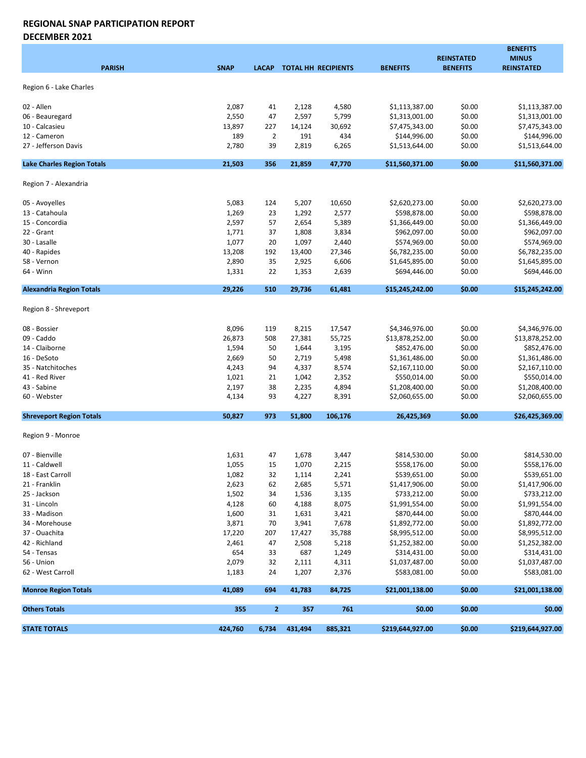# REGIONAL SNAP PARTICIPATION REPORT
## DECEMBER 2021

| PARISH | SNAP | LACAP | TOTAL HH | RECIPIENTS | BENEFITS | REINSTATED BENEFITS | BENEFITS MINUS REINSTATED |
|---|---|---|---|---|---|---|---|
| Region 6 - Lake Charles | | | | | | | |
| 02 - Allen | 2,087 | 41 | 2,128 | 4,580 | $1,113,387.00 | $0.00 | $1,113,387.00 |
| 06 - Beauregard | 2,550 | 47 | 2,597 | 5,799 | $1,313,001.00 | $0.00 | $1,313,001.00 |
| 10 - Calcasieu | 13,897 | 227 | 14,124 | 30,692 | $7,475,343.00 | $0.00 | $7,475,343.00 |
| 12 - Cameron | 189 | 2 | 191 | 434 | $144,996.00 | $0.00 | $144,996.00 |
| 27 - Jefferson Davis | 2,780 | 39 | 2,819 | 6,265 | $1,513,644.00 | $0.00 | $1,513,644.00 |
| **Lake Charles Region Totals** | **21,503** | **356** | **21,859** | **47,770** | **$11,560,371.00** | **$0.00** | **$11,560,371.00** |
| Region 7 - Alexandria | | | | | | | |
| 05 - Avoyelles | 5,083 | 124 | 5,207 | 10,650 | $2,620,273.00 | $0.00 | $2,620,273.00 |
| 13 - Catahoula | 1,269 | 23 | 1,292 | 2,577 | $598,878.00 | $0.00 | $598,878.00 |
| 15 - Concordia | 2,597 | 57 | 2,654 | 5,389 | $1,366,449.00 | $0.00 | $1,366,449.00 |
| 22 - Grant | 1,771 | 37 | 1,808 | 3,834 | $962,097.00 | $0.00 | $962,097.00 |
| 30 - Lasalle | 1,077 | 20 | 1,097 | 2,440 | $574,969.00 | $0.00 | $574,969.00 |
| 40 - Rapides | 13,208 | 192 | 13,400 | 27,346 | $6,782,235.00 | $0.00 | $6,782,235.00 |
| 58 - Vernon | 2,890 | 35 | 2,925 | 6,606 | $1,645,895.00 | $0.00 | $1,645,895.00 |
| 64 - Winn | 1,331 | 22 | 1,353 | 2,639 | $694,446.00 | $0.00 | $694,446.00 |
| **Alexandria Region Totals** | **29,226** | **510** | **29,736** | **61,481** | **$15,245,242.00** | **$0.00** | **$15,245,242.00** |
| Region 8 - Shreveport | | | | | | | |
| 08 - Bossier | 8,096 | 119 | 8,215 | 17,547 | $4,346,976.00 | $0.00 | $4,346,976.00 |
| 09 - Caddo | 26,873 | 508 | 27,381 | 55,725 | $13,878,252.00 | $0.00 | $13,878,252.00 |
| 14 - Claiborne | 1,594 | 50 | 1,644 | 3,195 | $852,476.00 | $0.00 | $852,476.00 |
| 16 - DeSoto | 2,669 | 50 | 2,719 | 5,498 | $1,361,486.00 | $0.00 | $1,361,486.00 |
| 35 - Natchitoches | 4,243 | 94 | 4,337 | 8,574 | $2,167,110.00 | $0.00 | $2,167,110.00 |
| 41 - Red River | 1,021 | 21 | 1,042 | 2,352 | $550,014.00 | $0.00 | $550,014.00 |
| 43 - Sabine | 2,197 | 38 | 2,235 | 4,894 | $1,208,400.00 | $0.00 | $1,208,400.00 |
| 60 - Webster | 4,134 | 93 | 4,227 | 8,391 | $2,060,655.00 | $0.00 | $2,060,655.00 |
| **Shreveport Region Totals** | **50,827** | **973** | **51,800** | **106,176** | **26,425,369** | **$0.00** | **$26,425,369.00** |
| Region 9 - Monroe | | | | | | | |
| 07 - Bienville | 1,631 | 47 | 1,678 | 3,447 | $814,530.00 | $0.00 | $814,530.00 |
| 11 - Caldwell | 1,055 | 15 | 1,070 | 2,215 | $558,176.00 | $0.00 | $558,176.00 |
| 18 - East Carroll | 1,082 | 32 | 1,114 | 2,241 | $539,651.00 | $0.00 | $539,651.00 |
| 21 - Franklin | 2,623 | 62 | 2,685 | 5,571 | $1,417,906.00 | $0.00 | $1,417,906.00 |
| 25 - Jackson | 1,502 | 34 | 1,536 | 3,135 | $733,212.00 | $0.00 | $733,212.00 |
| 31 - Lincoln | 4,128 | 60 | 4,188 | 8,075 | $1,991,554.00 | $0.00 | $1,991,554.00 |
| 33 - Madison | 1,600 | 31 | 1,631 | 3,421 | $870,444.00 | $0.00 | $870,444.00 |
| 34 - Morehouse | 3,871 | 70 | 3,941 | 7,678 | $1,892,772.00 | $0.00 | $1,892,772.00 |
| 37 - Ouachita | 17,220 | 207 | 17,427 | 35,788 | $8,995,512.00 | $0.00 | $8,995,512.00 |
| 42 - Richland | 2,461 | 47 | 2,508 | 5,218 | $1,252,382.00 | $0.00 | $1,252,382.00 |
| 54 - Tensas | 654 | 33 | 687 | 1,249 | $314,431.00 | $0.00 | $314,431.00 |
| 56 - Union | 2,079 | 32 | 2,111 | 4,311 | $1,037,487.00 | $0.00 | $1,037,487.00 |
| 62 - West Carroll | 1,183 | 24 | 1,207 | 2,376 | $583,081.00 | $0.00 | $583,081.00 |
| **Monroe Region Totals** | **41,089** | **694** | **41,783** | **84,725** | **$21,001,138.00** | **$0.00** | **$21,001,138.00** |
| **Others Totals** | **355** | **2** | **357** | **761** | **$0.00** | **$0.00** | **$0.00** |
| **STATE TOTALS** | **424,760** | **6,734** | **431,494** | **885,321** | **$219,644,927.00** | **$0.00** | **$219,644,927.00** |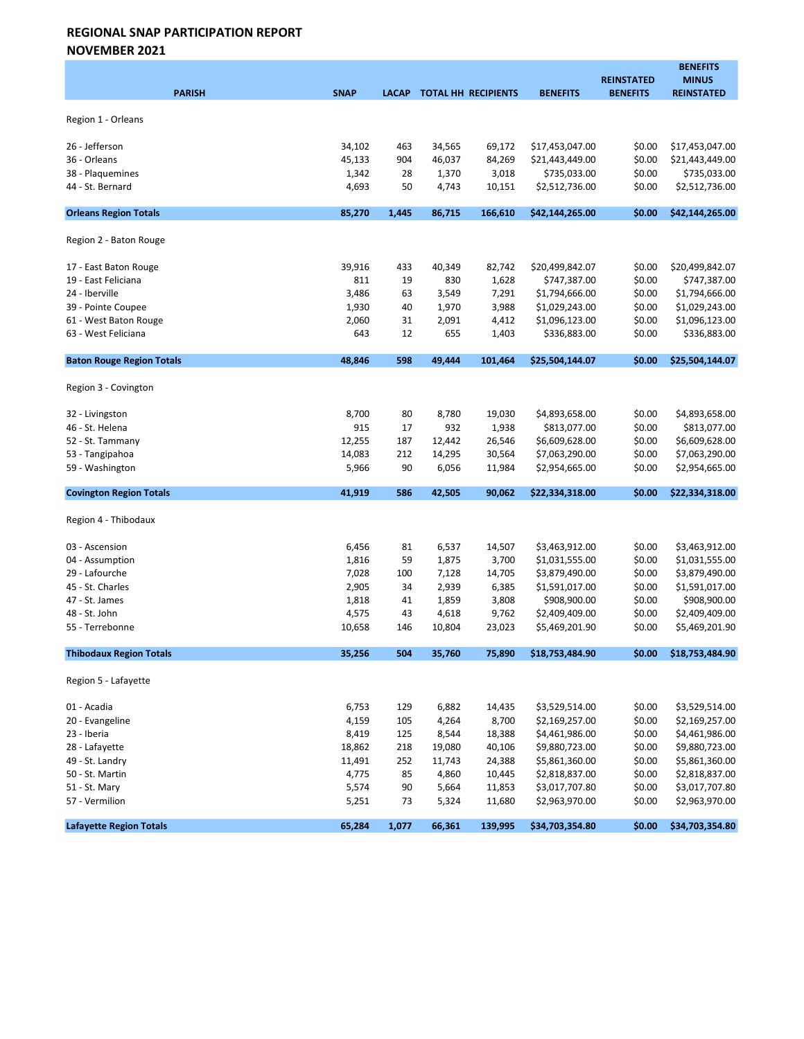**REGIONAL SNAP PARTICIPATION REPORT**
**NOVEMBER 2021**

| PARISH | SNAP | LACAP | TOTAL HH | RECIPIENTS | BENEFITS | REINSTATED BENEFITS | BENEFITS MINUS REINSTATED |
|---|---|---|---|---|---|---|---|
| Region 1 - Orleans | | | | | | | |
| 26 - Jefferson | 34,102 | 463 | 34,565 | 69,172 | $17,453,047.00 | $0.00 | $17,453,047.00 |
| 36 - Orleans | 45,133 | 904 | 46,037 | 84,269 | $21,443,449.00 | $0.00 | $21,443,449.00 |
| 38 - Plaquemines | 1,342 | 28 | 1,370 | 3,018 | $735,033.00 | $0.00 | $735,033.00 |
| 44 - St. Bernard | 4,693 | 50 | 4,743 | 10,151 | $2,512,736.00 | $0.00 | $2,512,736.00 |
| **Orleans Region Totals** | **85,270** | **1,445** | **86,715** | **166,610** | **$42,144,265.00** | **$0.00** | **$42,144,265.00** |
| Region 2 - Baton Rouge | | | | | | | |
| 17 - East Baton Rouge | 39,916 | 433 | 40,349 | 82,742 | $20,499,842.07 | $0.00 | $20,499,842.07 |
| 19 - East Feliciana | 811 | 19 | 830 | 1,628 | $747,387.00 | $0.00 | $747,387.00 |
| 24 - Iberville | 3,486 | 63 | 3,549 | 7,291 | $1,794,666.00 | $0.00 | $1,794,666.00 |
| 39 - Pointe Coupee | 1,930 | 40 | 1,970 | 3,988 | $1,029,243.00 | $0.00 | $1,029,243.00 |
| 61 - West Baton Rouge | 2,060 | 31 | 2,091 | 4,412 | $1,096,123.00 | $0.00 | $1,096,123.00 |
| 63 - West Feliciana | 643 | 12 | 655 | 1,403 | $336,883.00 | $0.00 | $336,883.00 |
| **Baton Rouge Region Totals** | **48,846** | **598** | **49,444** | **101,464** | **$25,504,144.07** | **$0.00** | **$25,504,144.07** |
| Region 3 - Covington | | | | | | | |
| 32 - Livingston | 8,700 | 80 | 8,780 | 19,030 | $4,893,658.00 | $0.00 | $4,893,658.00 |
| 46 - St. Helena | 915 | 17 | 932 | 1,938 | $813,077.00 | $0.00 | $813,077.00 |
| 52 - St. Tammany | 12,255 | 187 | 12,442 | 26,546 | $6,609,628.00 | $0.00 | $6,609,628.00 |
| 53 - Tangipahoa | 14,083 | 212 | 14,295 | 30,564 | $7,063,290.00 | $0.00 | $7,063,290.00 |
| 59 - Washington | 5,966 | 90 | 6,056 | 11,984 | $2,954,665.00 | $0.00 | $2,954,665.00 |
| **Covington Region Totals** | **41,919** | **586** | **42,505** | **90,062** | **$22,334,318.00** | **$0.00** | **$22,334,318.00** |
| Region 4 - Thibodaux | | | | | | | |
| 03 - Ascension | 6,456 | 81 | 6,537 | 14,507 | $3,463,912.00 | $0.00 | $3,463,912.00 |
| 04 - Assumption | 1,816 | 59 | 1,875 | 3,700 | $1,031,555.00 | $0.00 | $1,031,555.00 |
| 29 - Lafourche | 7,028 | 100 | 7,128 | 14,705 | $3,879,490.00 | $0.00 | $3,879,490.00 |
| 45 - St. Charles | 2,905 | 34 | 2,939 | 6,385 | $1,591,017.00 | $0.00 | $1,591,017.00 |
| 47 - St. James | 1,818 | 41 | 1,859 | 3,808 | $908,900.00 | $0.00 | $908,900.00 |
| 48 - St. John | 4,575 | 43 | 4,618 | 9,762 | $2,409,409.00 | $0.00 | $2,409,409.00 |
| 55 - Terrebonne | 10,658 | 146 | 10,804 | 23,023 | $5,469,201.90 | $0.00 | $5,469,201.90 |
| **Thibodaux Region Totals** | **35,256** | **504** | **35,760** | **75,890** | **$18,753,484.90** | **$0.00** | **$18,753,484.90** |
| Region 5 - Lafayette | | | | | | | |
| 01 - Acadia | 6,753 | 129 | 6,882 | 14,435 | $3,529,514.00 | $0.00 | $3,529,514.00 |
| 20 - Evangeline | 4,159 | 105 | 4,264 | 8,700 | $2,169,257.00 | $0.00 | $2,169,257.00 |
| 23 - Iberia | 8,419 | 125 | 8,544 | 18,388 | $4,461,986.00 | $0.00 | $4,461,986.00 |
| 28 - Lafayette | 18,862 | 218 | 19,080 | 40,106 | $9,880,723.00 | $0.00 | $9,880,723.00 |
| 49 - St. Landry | 11,491 | 252 | 11,743 | 24,388 | $5,861,360.00 | $0.00 | $5,861,360.00 |
| 50 - St. Martin | 4,775 | 85 | 4,860 | 10,445 | $2,818,837.00 | $0.00 | $2,818,837.00 |
| 51 - St. Mary | 5,574 | 90 | 5,664 | 11,853 | $3,017,707.80 | $0.00 | $3,017,707.80 |
| 57 - Vermilion | 5,251 | 73 | 5,324 | 11,680 | $2,963,970.00 | $0.00 | $2,963,970.00 |
| **Lafayette Region Totals** | **65,284** | **1,077** | **66,361** | **139,995** | **$34,703,354.80** | **$0.00** | **$34,703,354.80** |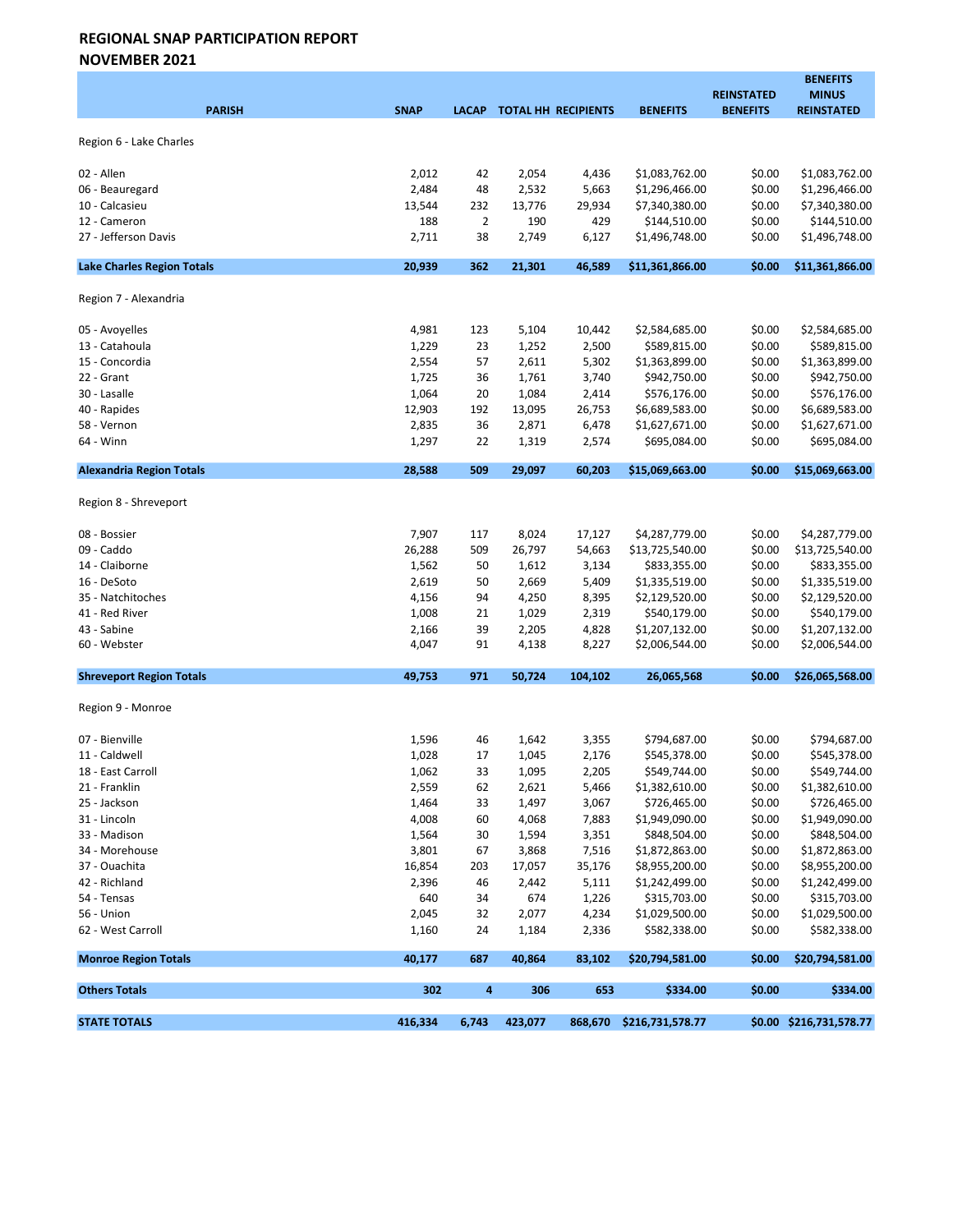## REGIONAL SNAP PARTICIPATION REPORT
## NOVEMBER 2021

| PARISH | SNAP | LACAP | TOTAL HH | RECIPIENTS | BENEFITS | REINSTATED BENEFITS | BENEFITS MINUS REINSTATED |
|---|---|---|---|---|---|---|---|
| Region 6 - Lake Charles | | | | | | | |
| 02 - Allen | 2,012 | 42 | 2,054 | 4,436 | $1,083,762.00 | $0.00 | $1,083,762.00 |
| 06 - Beauregard | 2,484 | 48 | 2,532 | 5,663 | $1,296,466.00 | $0.00 | $1,296,466.00 |
| 10 - Calcasieu | 13,544 | 232 | 13,776 | 29,934 | $7,340,380.00 | $0.00 | $7,340,380.00 |
| 12 - Cameron | 188 | 2 | 190 | 429 | $144,510.00 | $0.00 | $144,510.00 |
| 27 - Jefferson Davis | 2,711 | 38 | 2,749 | 6,127 | $1,496,748.00 | $0.00 | $1,496,748.00 |
| **Lake Charles Region Totals** | **20,939** | **362** | **21,301** | **46,589** | **$11,361,866.00** | **$0.00** | **$11,361,866.00** |
| Region 7 - Alexandria | | | | | | | |
| 05 - Avoyelles | 4,981 | 123 | 5,104 | 10,442 | $2,584,685.00 | $0.00 | $2,584,685.00 |
| 13 - Catahoula | 1,229 | 23 | 1,252 | 2,500 | $589,815.00 | $0.00 | $589,815.00 |
| 15 - Concordia | 2,554 | 57 | 2,611 | 5,302 | $1,363,899.00 | $0.00 | $1,363,899.00 |
| 22 - Grant | 1,725 | 36 | 1,761 | 3,740 | $942,750.00 | $0.00 | $942,750.00 |
| 30 - Lasalle | 1,064 | 20 | 1,084 | 2,414 | $576,176.00 | $0.00 | $576,176.00 |
| 40 - Rapides | 12,903 | 192 | 13,095 | 26,753 | $6,689,583.00 | $0.00 | $6,689,583.00 |
| 58 - Vernon | 2,835 | 36 | 2,871 | 6,478 | $1,627,671.00 | $0.00 | $1,627,671.00 |
| 64 - Winn | 1,297 | 22 | 1,319 | 2,574 | $695,084.00 | $0.00 | $695,084.00 |
| **Alexandria Region Totals** | **28,588** | **509** | **29,097** | **60,203** | **$15,069,663.00** | **$0.00** | **$15,069,663.00** |
| Region 8 - Shreveport | | | | | | | |
| 08 - Bossier | 7,907 | 117 | 8,024 | 17,127 | $4,287,779.00 | $0.00 | $4,287,779.00 |
| 09 - Caddo | 26,288 | 509 | 26,797 | 54,663 | $13,725,540.00 | $0.00 | $13,725,540.00 |
| 14 - Claiborne | 1,562 | 50 | 1,612 | 3,134 | $833,355.00 | $0.00 | $833,355.00 |
| 16 - DeSoto | 2,619 | 50 | 2,669 | 5,409 | $1,335,519.00 | $0.00 | $1,335,519.00 |
| 35 - Natchitoches | 4,156 | 94 | 4,250 | 8,395 | $2,129,520.00 | $0.00 | $2,129,520.00 |
| 41 - Red River | 1,008 | 21 | 1,029 | 2,319 | $540,179.00 | $0.00 | $540,179.00 |
| 43 - Sabine | 2,166 | 39 | 2,205 | 4,828 | $1,207,132.00 | $0.00 | $1,207,132.00 |
| 60 - Webster | 4,047 | 91 | 4,138 | 8,227 | $2,006,544.00 | $0.00 | $2,006,544.00 |
| **Shreveport Region Totals** | **49,753** | **971** | **50,724** | **104,102** | **26,065,568** | **$0.00** | **$26,065,568.00** |
| Region 9 - Monroe | | | | | | | |
| 07 - Bienville | 1,596 | 46 | 1,642 | 3,355 | $794,687.00 | $0.00 | $794,687.00 |
| 11 - Caldwell | 1,028 | 17 | 1,045 | 2,176 | $545,378.00 | $0.00 | $545,378.00 |
| 18 - East Carroll | 1,062 | 33 | 1,095 | 2,205 | $549,744.00 | $0.00 | $549,744.00 |
| 21 - Franklin | 2,559 | 62 | 2,621 | 5,466 | $1,382,610.00 | $0.00 | $1,382,610.00 |
| 25 - Jackson | 1,464 | 33 | 1,497 | 3,067 | $726,465.00 | $0.00 | $726,465.00 |
| 31 - Lincoln | 4,008 | 60 | 4,068 | 7,883 | $1,949,090.00 | $0.00 | $1,949,090.00 |
| 33 - Madison | 1,564 | 30 | 1,594 | 3,351 | $848,504.00 | $0.00 | $848,504.00 |
| 34 - Morehouse | 3,801 | 67 | 3,868 | 7,516 | $1,872,863.00 | $0.00 | $1,872,863.00 |
| 37 - Ouachita | 16,854 | 203 | 17,057 | 35,176 | $8,955,200.00 | $0.00 | $8,955,200.00 |
| 42 - Richland | 2,396 | 46 | 2,442 | 5,111 | $1,242,499.00 | $0.00 | $1,242,499.00 |
| 54 - Tensas | 640 | 34 | 674 | 1,226 | $315,703.00 | $0.00 | $315,703.00 |
| 56 - Union | 2,045 | 32 | 2,077 | 4,234 | $1,029,500.00 | $0.00 | $1,029,500.00 |
| 62 - West Carroll | 1,160 | 24 | 1,184 | 2,336 | $582,338.00 | $0.00 | $582,338.00 |
| **Monroe Region Totals** | **40,177** | **687** | **40,864** | **83,102** | **$20,794,581.00** | **$0.00** | **$20,794,581.00** |
| **Others Totals** | **302** | **4** | **306** | **653** | **$334.00** | **$0.00** | **$334.00** |
| **STATE TOTALS** | **416,334** | **6,743** | **423,077** | **868,670** | **$216,731,578.77** | **$0.00** | **$216,731,578.77** |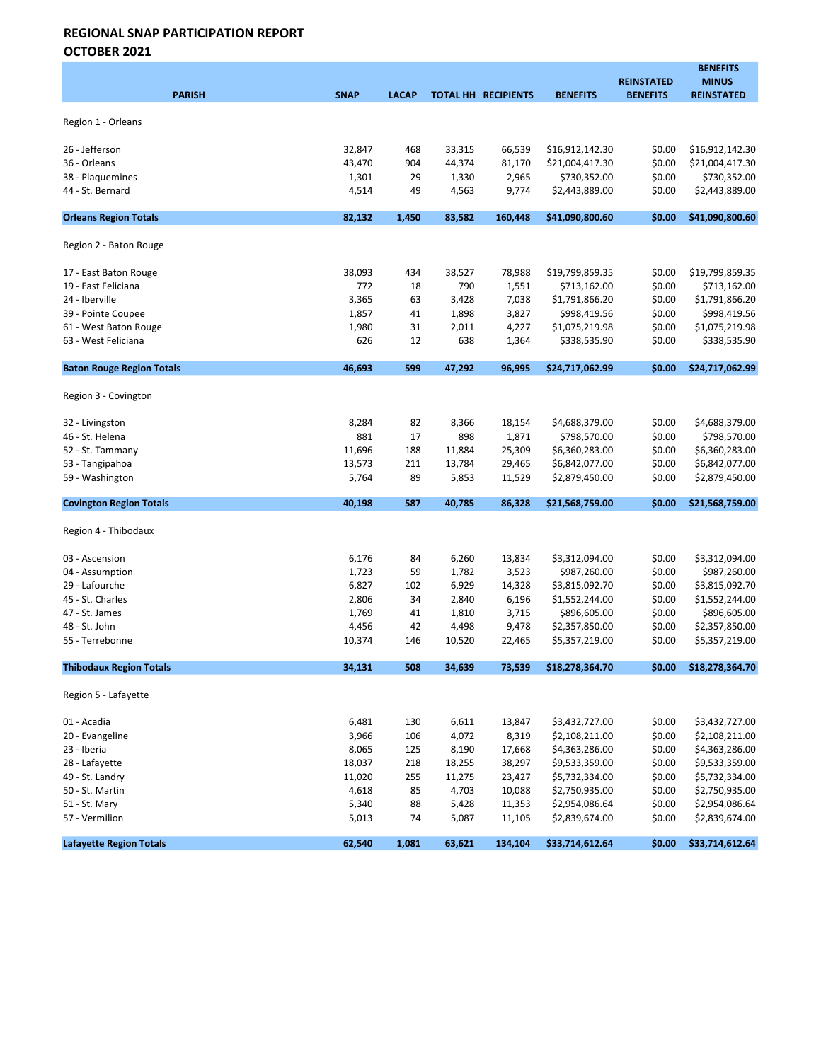# REGIONAL SNAP PARTICIPATION REPORT
## OCTOBER 2021

| PARISH | SNAP | LACAP | TOTAL HH | RECIPIENTS | BENEFITS | REINSTATED BENEFITS | BENEFITS MINUS REINSTATED |
|---|---|---|---|---|---|---|---|
| Region 1 - Orleans | | | | | | | |
| 26 - Jefferson | 32,847 | 468 | 33,315 | 66,539 | $16,912,142.30 | $0.00 | $16,912,142.30 |
| 36 - Orleans | 43,470 | 904 | 44,374 | 81,170 | $21,004,417.30 | $0.00 | $21,004,417.30 |
| 38 - Plaquemines | 1,301 | 29 | 1,330 | 2,965 | $730,352.00 | $0.00 | $730,352.00 |
| 44 - St. Bernard | 4,514 | 49 | 4,563 | 9,774 | $2,443,889.00 | $0.00 | $2,443,889.00 |
| **Orleans Region Totals** | **82,132** | **1,450** | **83,582** | **160,448** | **$41,090,800.60** | **$0.00** | **$41,090,800.60** |
| Region 2 - Baton Rouge | | | | | | | |
| 17 - East Baton Rouge | 38,093 | 434 | 38,527 | 78,988 | $19,799,859.35 | $0.00 | $19,799,859.35 |
| 19 - East Feliciana | 772 | 18 | 790 | 1,551 | $713,162.00 | $0.00 | $713,162.00 |
| 24 - Iberville | 3,365 | 63 | 3,428 | 7,038 | $1,791,866.20 | $0.00 | $1,791,866.20 |
| 39 - Pointe Coupee | 1,857 | 41 | 1,898 | 3,827 | $998,419.56 | $0.00 | $998,419.56 |
| 61 - West Baton Rouge | 1,980 | 31 | 2,011 | 4,227 | $1,075,219.98 | $0.00 | $1,075,219.98 |
| 63 - West Feliciana | 626 | 12 | 638 | 1,364 | $338,535.90 | $0.00 | $338,535.90 |
| **Baton Rouge Region Totals** | **46,693** | **599** | **47,292** | **96,995** | **$24,717,062.99** | **$0.00** | **$24,717,062.99** |
| Region 3 - Covington | | | | | | | |
| 32 - Livingston | 8,284 | 82 | 8,366 | 18,154 | $4,688,379.00 | $0.00 | $4,688,379.00 |
| 46 - St. Helena | 881 | 17 | 898 | 1,871 | $798,570.00 | $0.00 | $798,570.00 |
| 52 - St. Tammany | 11,696 | 188 | 11,884 | 25,309 | $6,360,283.00 | $0.00 | $6,360,283.00 |
| 53 - Tangipahoa | 13,573 | 211 | 13,784 | 29,465 | $6,842,077.00 | $0.00 | $6,842,077.00 |
| 59 - Washington | 5,764 | 89 | 5,853 | 11,529 | $2,879,450.00 | $0.00 | $2,879,450.00 |
| **Covington Region Totals** | **40,198** | **587** | **40,785** | **86,328** | **$21,568,759.00** | **$0.00** | **$21,568,759.00** |
| Region 4 - Thibodaux | | | | | | | |
| 03 - Ascension | 6,176 | 84 | 6,260 | 13,834 | $3,312,094.00 | $0.00 | $3,312,094.00 |
| 04 - Assumption | 1,723 | 59 | 1,782 | 3,523 | $987,260.00 | $0.00 | $987,260.00 |
| 29 - Lafourche | 6,827 | 102 | 6,929 | 14,328 | $3,815,092.70 | $0.00 | $3,815,092.70 |
| 45 - St. Charles | 2,806 | 34 | 2,840 | 6,196 | $1,552,244.00 | $0.00 | $1,552,244.00 |
| 47 - St. James | 1,769 | 41 | 1,810 | 3,715 | $896,605.00 | $0.00 | $896,605.00 |
| 48 - St. John | 4,456 | 42 | 4,498 | 9,478 | $2,357,850.00 | $0.00 | $2,357,850.00 |
| 55 - Terrebonne | 10,374 | 146 | 10,520 | 22,465 | $5,357,219.00 | $0.00 | $5,357,219.00 |
| **Thibodaux Region Totals** | **34,131** | **508** | **34,639** | **73,539** | **$18,278,364.70** | **$0.00** | **$18,278,364.70** |
| Region 5 - Lafayette | | | | | | | |
| 01 - Acadia | 6,481 | 130 | 6,611 | 13,847 | $3,432,727.00 | $0.00 | $3,432,727.00 |
| 20 - Evangeline | 3,966 | 106 | 4,072 | 8,319 | $2,108,211.00 | $0.00 | $2,108,211.00 |
| 23 - Iberia | 8,065 | 125 | 8,190 | 17,668 | $4,363,286.00 | $0.00 | $4,363,286.00 |
| 28 - Lafayette | 18,037 | 218 | 18,255 | 38,297 | $9,533,359.00 | $0.00 | $9,533,359.00 |
| 49 - St. Landry | 11,020 | 255 | 11,275 | 23,427 | $5,732,334.00 | $0.00 | $5,732,334.00 |
| 50 - St. Martin | 4,618 | 85 | 4,703 | 10,088 | $2,750,935.00 | $0.00 | $2,750,935.00 |
| 51 - St. Mary | 5,340 | 88 | 5,428 | 11,353 | $2,954,086.64 | $0.00 | $2,954,086.64 |
| 57 - Vermilion | 5,013 | 74 | 5,087 | 11,105 | $2,839,674.00 | $0.00 | $2,839,674.00 |
| **Lafayette Region Totals** | **62,540** | **1,081** | **63,621** | **134,104** | **$33,714,612.64** | **$0.00** | **$33,714,612.64** |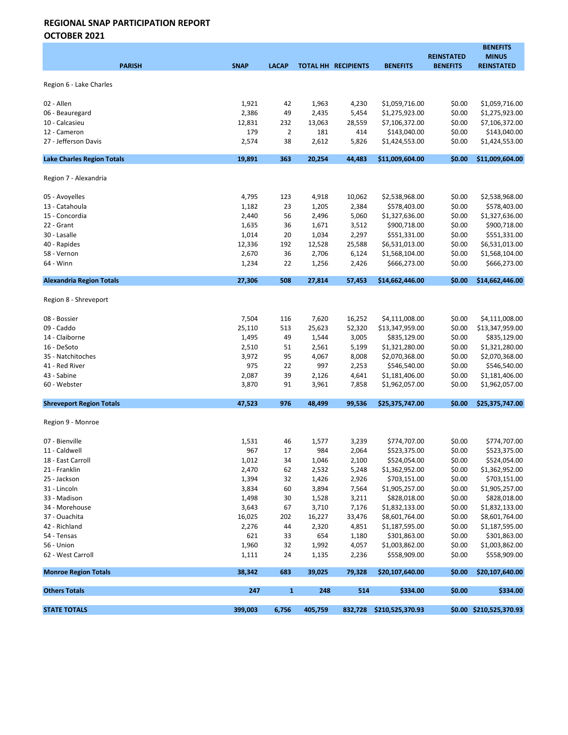## REGIONAL SNAP PARTICIPATION REPORT
## OCTOBER 2021

| PARISH | SNAP | LACAP | TOTAL HH | RECIPIENTS | BENEFITS | REINSTATED BENEFITS | BENEFITS MINUS REINSTATED |
|---|---|---|---|---|---|---|---|
| Region 6 - Lake Charles | | | | | | | |
| 02 - Allen | 1,921 | 42 | 1,963 | 4,230 | $1,059,716.00 | $0.00 | $1,059,716.00 |
| 06 - Beauregard | 2,386 | 49 | 2,435 | 5,454 | $1,275,923.00 | $0.00 | $1,275,923.00 |
| 10 - Calcasieu | 12,831 | 232 | 13,063 | 28,559 | $7,106,372.00 | $0.00 | $7,106,372.00 |
| 12 - Cameron | 179 | 2 | 181 | 414 | $143,040.00 | $0.00 | $143,040.00 |
| 27 - Jefferson Davis | 2,574 | 38 | 2,612 | 5,826 | $1,424,553.00 | $0.00 | $1,424,553.00 |
| **Lake Charles Region Totals** | **19,891** | **363** | **20,254** | **44,483** | **$11,009,604.00** | **$0.00** | **$11,009,604.00** |
| Region 7 - Alexandria | | | | | | | |
| 05 - Avoyelles | 4,795 | 123 | 4,918 | 10,062 | $2,538,968.00 | $0.00 | $2,538,968.00 |
| 13 - Catahoula | 1,182 | 23 | 1,205 | 2,384 | $578,403.00 | $0.00 | $578,403.00 |
| 15 - Concordia | 2,440 | 56 | 2,496 | 5,060 | $1,327,636.00 | $0.00 | $1,327,636.00 |
| 22 - Grant | 1,635 | 36 | 1,671 | 3,512 | $900,718.00 | $0.00 | $900,718.00 |
| 30 - Lasalle | 1,014 | 20 | 1,034 | 2,297 | $551,331.00 | $0.00 | $551,331.00 |
| 40 - Rapides | 12,336 | 192 | 12,528 | 25,588 | $6,531,013.00 | $0.00 | $6,531,013.00 |
| 58 - Vernon | 2,670 | 36 | 2,706 | 6,124 | $1,568,104.00 | $0.00 | $1,568,104.00 |
| 64 - Winn | 1,234 | 22 | 1,256 | 2,426 | $666,273.00 | $0.00 | $666,273.00 |
| **Alexandria Region Totals** | **27,306** | **508** | **27,814** | **57,453** | **$14,662,446.00** | **$0.00** | **$14,662,446.00** |
| Region 8 - Shreveport | | | | | | | |
| 08 - Bossier | 7,504 | 116 | 7,620 | 16,252 | $4,111,008.00 | $0.00 | $4,111,008.00 |
| 09 - Caddo | 25,110 | 513 | 25,623 | 52,320 | $13,347,959.00 | $0.00 | $13,347,959.00 |
| 14 - Claiborne | 1,495 | 49 | 1,544 | 3,005 | $835,129.00 | $0.00 | $835,129.00 |
| 16 - DeSoto | 2,510 | 51 | 2,561 | 5,199 | $1,321,280.00 | $0.00 | $1,321,280.00 |
| 35 - Natchitoches | 3,972 | 95 | 4,067 | 8,008 | $2,070,368.00 | $0.00 | $2,070,368.00 |
| 41 - Red River | 975 | 22 | 997 | 2,253 | $546,540.00 | $0.00 | $546,540.00 |
| 43 - Sabine | 2,087 | 39 | 2,126 | 4,641 | $1,181,406.00 | $0.00 | $1,181,406.00 |
| 60 - Webster | 3,870 | 91 | 3,961 | 7,858 | $1,962,057.00 | $0.00 | $1,962,057.00 |
| **Shreveport Region Totals** | **47,523** | **976** | **48,499** | **99,536** | **$25,375,747.00** | **$0.00** | **$25,375,747.00** |
| Region 9 - Monroe | | | | | | | |
| 07 - Bienville | 1,531 | 46 | 1,577 | 3,239 | $774,707.00 | $0.00 | $774,707.00 |
| 11 - Caldwell | 967 | 17 | 984 | 2,064 | $523,375.00 | $0.00 | $523,375.00 |
| 18 - East Carroll | 1,012 | 34 | 1,046 | 2,100 | $524,054.00 | $0.00 | $524,054.00 |
| 21 - Franklin | 2,470 | 62 | 2,532 | 5,248 | $1,362,952.00 | $0.00 | $1,362,952.00 |
| 25 - Jackson | 1,394 | 32 | 1,426 | 2,926 | $703,151.00 | $0.00 | $703,151.00 |
| 31 - Lincoln | 3,834 | 60 | 3,894 | 7,564 | $1,905,257.00 | $0.00 | $1,905,257.00 |
| 33 - Madison | 1,498 | 30 | 1,528 | 3,211 | $828,018.00 | $0.00 | $828,018.00 |
| 34 - Morehouse | 3,643 | 67 | 3,710 | 7,176 | $1,832,133.00 | $0.00 | $1,832,133.00 |
| 37 - Ouachita | 16,025 | 202 | 16,227 | 33,476 | $8,601,764.00 | $0.00 | $8,601,764.00 |
| 42 - Richland | 2,276 | 44 | 2,320 | 4,851 | $1,187,595.00 | $0.00 | $1,187,595.00 |
| 54 - Tensas | 621 | 33 | 654 | 1,180 | $301,863.00 | $0.00 | $301,863.00 |
| 56 - Union | 1,960 | 32 | 1,992 | 4,057 | $1,003,862.00 | $0.00 | $1,003,862.00 |
| 62 - West Carroll | 1,111 | 24 | 1,135 | 2,236 | $558,909.00 | $0.00 | $558,909.00 |
| **Monroe Region Totals** | **38,342** | **683** | **39,025** | **79,328** | **$20,107,640.00** | **$0.00** | **$20,107,640.00** |
| **Others Totals** | **247** | **1** | **248** | **514** | **$334.00** | **$0.00** | **$334.00** |
| **STATE TOTALS** | **399,003** | **6,756** | **405,759** | **832,728** | **$210,525,370.93** | **$0.00** | **$210,525,370.93** |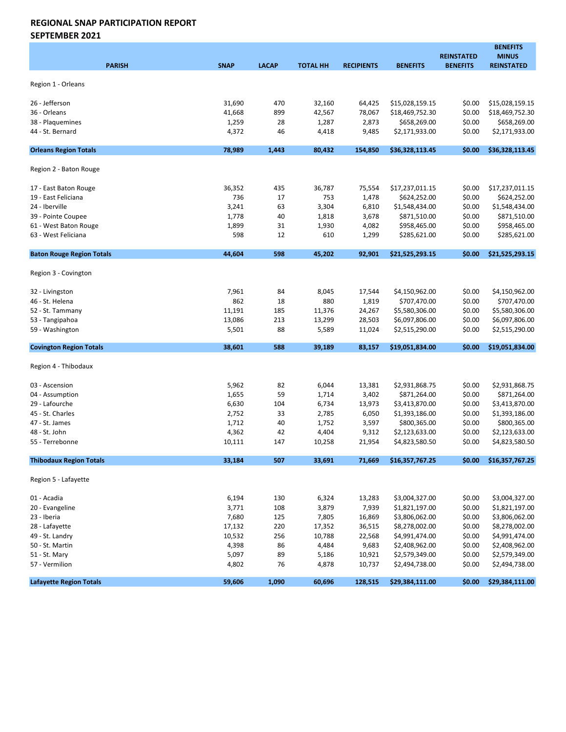**REGIONAL SNAP PARTICIPATION REPORT**
**SEPTEMBER 2021**

| PARISH | SNAP | LACAP | TOTAL HH | RECIPIENTS | BENEFITS | REINSTATED BENEFITS | BENEFITS MINUS REINSTATED |
|---|---|---|---|---|---|---|---|
| Region 1 - Orleans | | | | | | | |
| 26 - Jefferson | 31,690 | 470 | 32,160 | 64,425 | $15,028,159.15 | $0.00 | $15,028,159.15 |
| 36 - Orleans | 41,668 | 899 | 42,567 | 78,067 | $18,469,752.30 | $0.00 | $18,469,752.30 |
| 38 - Plaquemines | 1,259 | 28 | 1,287 | 2,873 | $658,269.00 | $0.00 | $658,269.00 |
| 44 - St. Bernard | 4,372 | 46 | 4,418 | 9,485 | $2,171,933.00 | $0.00 | $2,171,933.00 |
| **Orleans Region Totals** | **78,989** | **1,443** | **80,432** | **154,850** | **$36,328,113.45** | **$0.00** | **$36,328,113.45** |
| Region 2 - Baton Rouge | | | | | | | |
| 17 - East Baton Rouge | 36,352 | 435 | 36,787 | 75,554 | $17,237,011.15 | $0.00 | $17,237,011.15 |
| 19 - East Feliciana | 736 | 17 | 753 | 1,478 | $624,252.00 | $0.00 | $624,252.00 |
| 24 - Iberville | 3,241 | 63 | 3,304 | 6,810 | $1,548,434.00 | $0.00 | $1,548,434.00 |
| 39 - Pointe Coupee | 1,778 | 40 | 1,818 | 3,678 | $871,510.00 | $0.00 | $871,510.00 |
| 61 - West Baton Rouge | 1,899 | 31 | 1,930 | 4,082 | $958,465.00 | $0.00 | $958,465.00 |
| 63 - West Feliciana | 598 | 12 | 610 | 1,299 | $285,621.00 | $0.00 | $285,621.00 |
| **Baton Rouge Region Totals** | **44,604** | **598** | **45,202** | **92,901** | **$21,525,293.15** | **$0.00** | **$21,525,293.15** |
| Region 3 - Covington | | | | | | | |
| 32 - Livingston | 7,961 | 84 | 8,045 | 17,544 | $4,150,962.00 | $0.00 | $4,150,962.00 |
| 46 - St. Helena | 862 | 18 | 880 | 1,819 | $707,470.00 | $0.00 | $707,470.00 |
| 52 - St. Tammany | 11,191 | 185 | 11,376 | 24,267 | $5,580,306.00 | $0.00 | $5,580,306.00 |
| 53 - Tangipahoa | 13,086 | 213 | 13,299 | 28,503 | $6,097,806.00 | $0.00 | $6,097,806.00 |
| 59 - Washington | 5,501 | 88 | 5,589 | 11,024 | $2,515,290.00 | $0.00 | $2,515,290.00 |
| **Covington Region Totals** | **38,601** | **588** | **39,189** | **83,157** | **$19,051,834.00** | **$0.00** | **$19,051,834.00** |
| Region 4 - Thibodaux | | | | | | | |
| 03 - Ascension | 5,962 | 82 | 6,044 | 13,381 | $2,931,868.75 | $0.00 | $2,931,868.75 |
| 04 - Assumption | 1,655 | 59 | 1,714 | 3,402 | $871,264.00 | $0.00 | $871,264.00 |
| 29 - Lafourche | 6,630 | 104 | 6,734 | 13,973 | $3,413,870.00 | $0.00 | $3,413,870.00 |
| 45 - St. Charles | 2,752 | 33 | 2,785 | 6,050 | $1,393,186.00 | $0.00 | $1,393,186.00 |
| 47 - St. James | 1,712 | 40 | 1,752 | 3,597 | $800,365.00 | $0.00 | $800,365.00 |
| 48 - St. John | 4,362 | 42 | 4,404 | 9,312 | $2,123,633.00 | $0.00 | $2,123,633.00 |
| 55 - Terrebonne | 10,111 | 147 | 10,258 | 21,954 | $4,823,580.50 | $0.00 | $4,823,580.50 |
| **Thibodaux Region Totals** | **33,184** | **507** | **33,691** | **71,669** | **$16,357,767.25** | **$0.00** | **$16,357,767.25** |
| Region 5 - Lafayette | | | | | | | |
| 01 - Acadia | 6,194 | 130 | 6,324 | 13,283 | $3,004,327.00 | $0.00 | $3,004,327.00 |
| 20 - Evangeline | 3,771 | 108 | 3,879 | 7,939 | $1,821,197.00 | $0.00 | $1,821,197.00 |
| 23 - Iberia | 7,680 | 125 | 7,805 | 16,869 | $3,806,062.00 | $0.00 | $3,806,062.00 |
| 28 - Lafayette | 17,132 | 220 | 17,352 | 36,515 | $8,278,002.00 | $0.00 | $8,278,002.00 |
| 49 - St. Landry | 10,532 | 256 | 10,788 | 22,568 | $4,991,474.00 | $0.00 | $4,991,474.00 |
| 50 - St. Martin | 4,398 | 86 | 4,484 | 9,683 | $2,408,962.00 | $0.00 | $2,408,962.00 |
| 51 - St. Mary | 5,097 | 89 | 5,186 | 10,921 | $2,579,349.00 | $0.00 | $2,579,349.00 |
| 57 - Vermilion | 4,802 | 76 | 4,878 | 10,737 | $2,494,738.00 | $0.00 | $2,494,738.00 |
| **Lafayette Region Totals** | **59,606** | **1,090** | **60,696** | **128,515** | **$29,384,111.00** | **$0.00** | **$29,384,111.00** |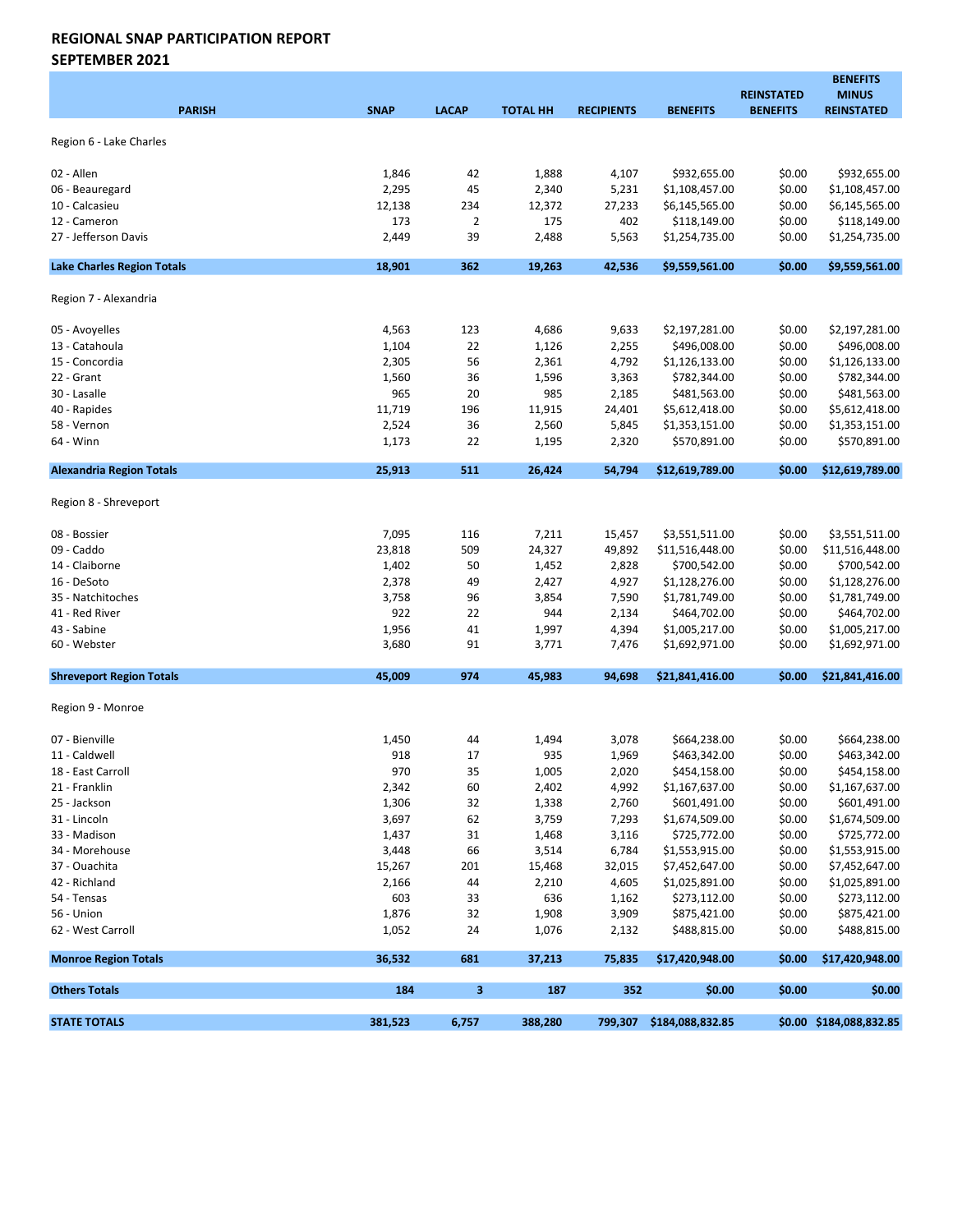**REGIONAL SNAP PARTICIPATION REPORT**
**SEPTEMBER 2021**

| PARISH | SNAP | LACAP | TOTAL HH | RECIPIENTS | BENEFITS | REINSTATED BENEFITS | BENEFITS MINUS REINSTATED |
|---|---|---|---|---|---|---|---|
| Region 6 - Lake Charles | | | | | | | |
| 02 - Allen | 1,846 | 42 | 1,888 | 4,107 | $932,655.00 | $0.00 | $932,655.00 |
| 06 - Beauregard | 2,295 | 45 | 2,340 | 5,231 | $1,108,457.00 | $0.00 | $1,108,457.00 |
| 10 - Calcasieu | 12,138 | 234 | 12,372 | 27,233 | $6,145,565.00 | $0.00 | $6,145,565.00 |
| 12 - Cameron | 173 | 2 | 175 | 402 | $118,149.00 | $0.00 | $118,149.00 |
| 27 - Jefferson Davis | 2,449 | 39 | 2,488 | 5,563 | $1,254,735.00 | $0.00 | $1,254,735.00 |
| **Lake Charles Region Totals** | **18,901** | **362** | **19,263** | **42,536** | **$9,559,561.00** | **$0.00** | **$9,559,561.00** |
| Region 7 - Alexandria | | | | | | | |
| 05 - Avoyelles | 4,563 | 123 | 4,686 | 9,633 | $2,197,281.00 | $0.00 | $2,197,281.00 |
| 13 - Catahoula | 1,104 | 22 | 1,126 | 2,255 | $496,008.00 | $0.00 | $496,008.00 |
| 15 - Concordia | 2,305 | 56 | 2,361 | 4,792 | $1,126,133.00 | $0.00 | $1,126,133.00 |
| 22 - Grant | 1,560 | 36 | 1,596 | 3,363 | $782,344.00 | $0.00 | $782,344.00 |
| 30 - Lasalle | 965 | 20 | 985 | 2,185 | $481,563.00 | $0.00 | $481,563.00 |
| 40 - Rapides | 11,719 | 196 | 11,915 | 24,401 | $5,612,418.00 | $0.00 | $5,612,418.00 |
| 58 - Vernon | 2,524 | 36 | 2,560 | 5,845 | $1,353,151.00 | $0.00 | $1,353,151.00 |
| 64 - Winn | 1,173 | 22 | 1,195 | 2,320 | $570,891.00 | $0.00 | $570,891.00 |
| **Alexandria Region Totals** | **25,913** | **511** | **26,424** | **54,794** | **$12,619,789.00** | **$0.00** | **$12,619,789.00** |
| Region 8 - Shreveport | | | | | | | |
| 08 - Bossier | 7,095 | 116 | 7,211 | 15,457 | $3,551,511.00 | $0.00 | $3,551,511.00 |
| 09 - Caddo | 23,818 | 509 | 24,327 | 49,892 | $11,516,448.00 | $0.00 | $11,516,448.00 |
| 14 - Claiborne | 1,402 | 50 | 1,452 | 2,828 | $700,542.00 | $0.00 | $700,542.00 |
| 16 - DeSoto | 2,378 | 49 | 2,427 | 4,927 | $1,128,276.00 | $0.00 | $1,128,276.00 |
| 35 - Natchitoches | 3,758 | 96 | 3,854 | 7,590 | $1,781,749.00 | $0.00 | $1,781,749.00 |
| 41 - Red River | 922 | 22 | 944 | 2,134 | $464,702.00 | $0.00 | $464,702.00 |
| 43 - Sabine | 1,956 | 41 | 1,997 | 4,394 | $1,005,217.00 | $0.00 | $1,005,217.00 |
| 60 - Webster | 3,680 | 91 | 3,771 | 7,476 | $1,692,971.00 | $0.00 | $1,692,971.00 |
| **Shreveport Region Totals** | **45,009** | **974** | **45,983** | **94,698** | **$21,841,416.00** | **$0.00** | **$21,841,416.00** |
| Region 9 - Monroe | | | | | | | |
| 07 - Bienville | 1,450 | 44 | 1,494 | 3,078 | $664,238.00 | $0.00 | $664,238.00 |
| 11 - Caldwell | 918 | 17 | 935 | 1,969 | $463,342.00 | $0.00 | $463,342.00 |
| 18 - East Carroll | 970 | 35 | 1,005 | 2,020 | $454,158.00 | $0.00 | $454,158.00 |
| 21 - Franklin | 2,342 | 60 | 2,402 | 4,992 | $1,167,637.00 | $0.00 | $1,167,637.00 |
| 25 - Jackson | 1,306 | 32 | 1,338 | 2,760 | $601,491.00 | $0.00 | $601,491.00 |
| 31 - Lincoln | 3,697 | 62 | 3,759 | 7,293 | $1,674,509.00 | $0.00 | $1,674,509.00 |
| 33 - Madison | 1,437 | 31 | 1,468 | 3,116 | $725,772.00 | $0.00 | $725,772.00 |
| 34 - Morehouse | 3,448 | 66 | 3,514 | 6,784 | $1,553,915.00 | $0.00 | $1,553,915.00 |
| 37 - Ouachita | 15,267 | 201 | 15,468 | 32,015 | $7,452,647.00 | $0.00 | $7,452,647.00 |
| 42 - Richland | 2,166 | 44 | 2,210 | 4,605 | $1,025,891.00 | $0.00 | $1,025,891.00 |
| 54 - Tensas | 603 | 33 | 636 | 1,162 | $273,112.00 | $0.00 | $273,112.00 |
| 56 - Union | 1,876 | 32 | 1,908 | 3,909 | $875,421.00 | $0.00 | $875,421.00 |
| 62 - West Carroll | 1,052 | 24 | 1,076 | 2,132 | $488,815.00 | $0.00 | $488,815.00 |
| **Monroe Region Totals** | **36,532** | **681** | **37,213** | **75,835** | **$17,420,948.00** | **$0.00** | **$17,420,948.00** |
| **Others Totals** | **184** | **3** | **187** | **352** | **$0.00** | **$0.00** | **$0.00** |
| **STATE TOTALS** | **381,523** | **6,757** | **388,280** | **799,307** | **$184,088,832.85** | **$0.00** | **$184,088,832.85** |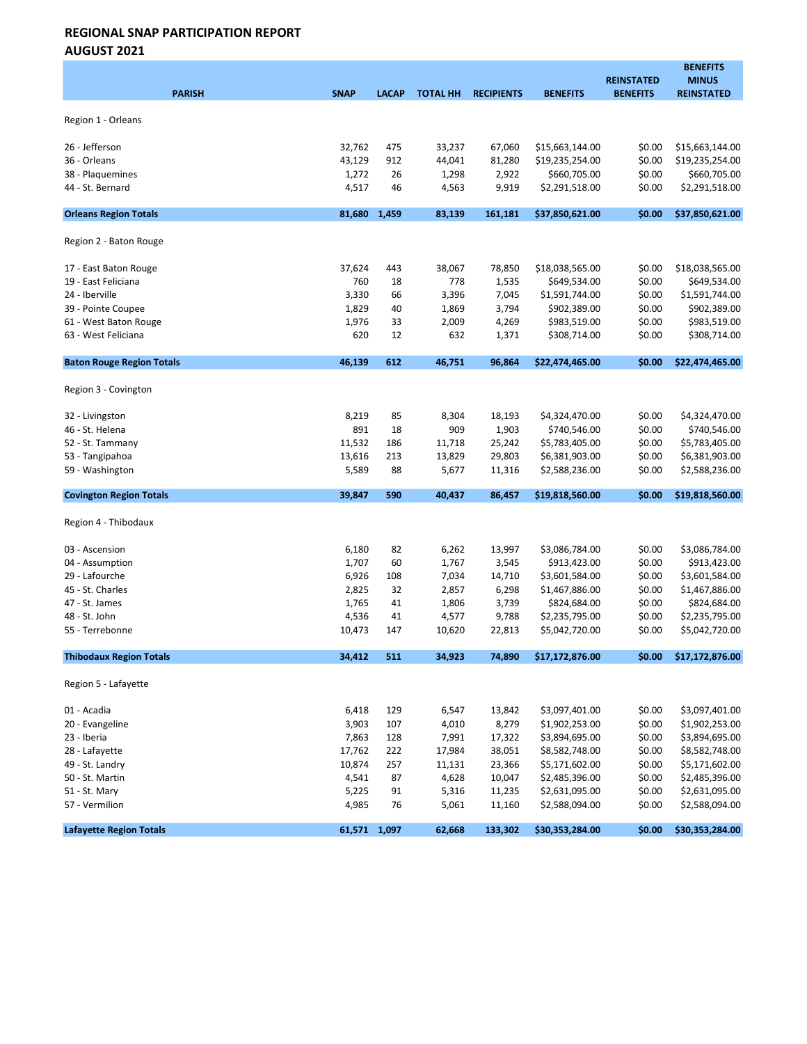## REGIONAL SNAP PARTICIPATION REPORT
## AUGUST 2021

| PARISH | SNAP | LACAP | TOTAL HH | RECIPIENTS | BENEFITS | REINSTATED BENEFITS | BENEFITS MINUS REINSTATED |
|---|---|---|---|---|---|---|---|
| Region 1 - Orleans | | | | | | | |
| 26 - Jefferson | 32,762 | 475 | 33,237 | 67,060 | $15,663,144.00 | $0.00 | $15,663,144.00 |
| 36 - Orleans | 43,129 | 912 | 44,041 | 81,280 | $19,235,254.00 | $0.00 | $19,235,254.00 |
| 38 - Plaquemines | 1,272 | 26 | 1,298 | 2,922 | $660,705.00 | $0.00 | $660,705.00 |
| 44 - St. Bernard | 4,517 | 46 | 4,563 | 9,919 | $2,291,518.00 | $0.00 | $2,291,518.00 |
| **Orleans Region Totals** | **81,680** | **1,459** | **83,139** | **161,181** | **$37,850,621.00** | **$0.00** | **$37,850,621.00** |
| Region 2 - Baton Rouge | | | | | | | |
| 17 - East Baton Rouge | 37,624 | 443 | 38,067 | 78,850 | $18,038,565.00 | $0.00 | $18,038,565.00 |
| 19 - East Feliciana | 760 | 18 | 778 | 1,535 | $649,534.00 | $0.00 | $649,534.00 |
| 24 - Iberville | 3,330 | 66 | 3,396 | 7,045 | $1,591,744.00 | $0.00 | $1,591,744.00 |
| 39 - Pointe Coupee | 1,829 | 40 | 1,869 | 3,794 | $902,389.00 | $0.00 | $902,389.00 |
| 61 - West Baton Rouge | 1,976 | 33 | 2,009 | 4,269 | $983,519.00 | $0.00 | $983,519.00 |
| 63 - West Feliciana | 620 | 12 | 632 | 1,371 | $308,714.00 | $0.00 | $308,714.00 |
| **Baton Rouge Region Totals** | **46,139** | **612** | **46,751** | **96,864** | **$22,474,465.00** | **$0.00** | **$22,474,465.00** |
| Region 3 - Covington | | | | | | | |
| 32 - Livingston | 8,219 | 85 | 8,304 | 18,193 | $4,324,470.00 | $0.00 | $4,324,470.00 |
| 46 - St. Helena | 891 | 18 | 909 | 1,903 | $740,546.00 | $0.00 | $740,546.00 |
| 52 - St. Tammany | 11,532 | 186 | 11,718 | 25,242 | $5,783,405.00 | $0.00 | $5,783,405.00 |
| 53 - Tangipahoa | 13,616 | 213 | 13,829 | 29,803 | $6,381,903.00 | $0.00 | $6,381,903.00 |
| 59 - Washington | 5,589 | 88 | 5,677 | 11,316 | $2,588,236.00 | $0.00 | $2,588,236.00 |
| **Covington Region Totals** | **39,847** | **590** | **40,437** | **86,457** | **$19,818,560.00** | **$0.00** | **$19,818,560.00** |
| Region 4 - Thibodaux | | | | | | | |
| 03 - Ascension | 6,180 | 82 | 6,262 | 13,997 | $3,086,784.00 | $0.00 | $3,086,784.00 |
| 04 - Assumption | 1,707 | 60 | 1,767 | 3,545 | $913,423.00 | $0.00 | $913,423.00 |
| 29 - Lafourche | 6,926 | 108 | 7,034 | 14,710 | $3,601,584.00 | $0.00 | $3,601,584.00 |
| 45 - St. Charles | 2,825 | 32 | 2,857 | 6,298 | $1,467,886.00 | $0.00 | $1,467,886.00 |
| 47 - St. James | 1,765 | 41 | 1,806 | 3,739 | $824,684.00 | $0.00 | $824,684.00 |
| 48 - St. John | 4,536 | 41 | 4,577 | 9,788 | $2,235,795.00 | $0.00 | $2,235,795.00 |
| 55 - Terrebonne | 10,473 | 147 | 10,620 | 22,813 | $5,042,720.00 | $0.00 | $5,042,720.00 |
| **Thibodaux Region Totals** | **34,412** | **511** | **34,923** | **74,890** | **$17,172,876.00** | **$0.00** | **$17,172,876.00** |
| Region 5 - Lafayette | | | | | | | |
| 01 - Acadia | 6,418 | 129 | 6,547 | 13,842 | $3,097,401.00 | $0.00 | $3,097,401.00 |
| 20 - Evangeline | 3,903 | 107 | 4,010 | 8,279 | $1,902,253.00 | $0.00 | $1,902,253.00 |
| 23 - Iberia | 7,863 | 128 | 7,991 | 17,322 | $3,894,695.00 | $0.00 | $3,894,695.00 |
| 28 - Lafayette | 17,762 | 222 | 17,984 | 38,051 | $8,582,748.00 | $0.00 | $8,582,748.00 |
| 49 - St. Landry | 10,874 | 257 | 11,131 | 23,366 | $5,171,602.00 | $0.00 | $5,171,602.00 |
| 50 - St. Martin | 4,541 | 87 | 4,628 | 10,047 | $2,485,396.00 | $0.00 | $2,485,396.00 |
| 51 - St. Mary | 5,225 | 91 | 5,316 | 11,235 | $2,631,095.00 | $0.00 | $2,631,095.00 |
| 57 - Vermilion | 4,985 | 76 | 5,061 | 11,160 | $2,588,094.00 | $0.00 | $2,588,094.00 |
| **Lafayette Region Totals** | **61,571** | **1,097** | **62,668** | **133,302** | **$30,353,284.00** | **$0.00** | **$30,353,284.00** |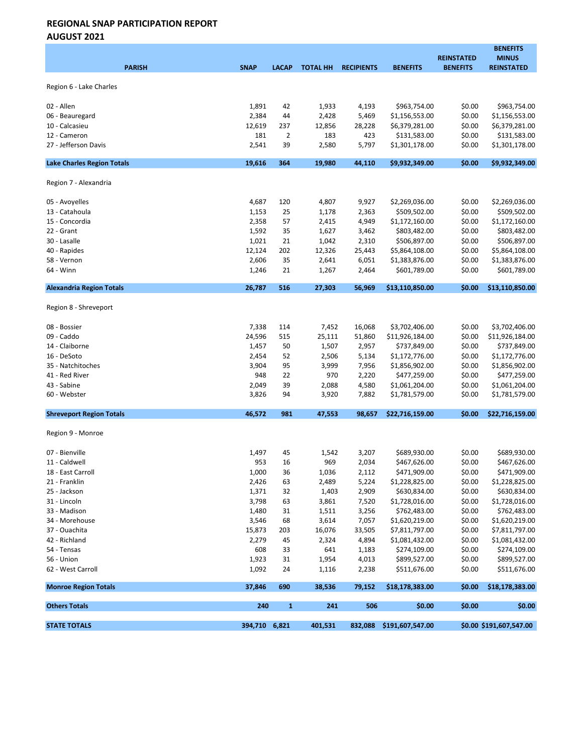**REGIONAL SNAP PARTICIPATION REPORT**
**AUGUST 2021**

| PARISH | SNAP | LACAP | TOTAL HH | RECIPIENTS | BENEFITS | REINSTATED BENEFITS | BENEFITS MINUS REINSTATED |
|---|---|---|---|---|---|---|---|
| Region 6 - Lake Charles | | | | | | | |
| 02 - Allen | 1,891 | 42 | 1,933 | 4,193 | $963,754.00 | $0.00 | $963,754.00 |
| 06 - Beauregard | 2,384 | 44 | 2,428 | 5,469 | $1,156,553.00 | $0.00 | $1,156,553.00 |
| 10 - Calcasieu | 12,619 | 237 | 12,856 | 28,228 | $6,379,281.00 | $0.00 | $6,379,281.00 |
| 12 - Cameron | 181 | 2 | 183 | 423 | $131,583.00 | $0.00 | $131,583.00 |
| 27 - Jefferson Davis | 2,541 | 39 | 2,580 | 5,797 | $1,301,178.00 | $0.00 | $1,301,178.00 |
| **Lake Charles Region Totals** | **19,616** | **364** | **19,980** | **44,110** | **$9,932,349.00** | **$0.00** | **$9,932,349.00** |
| Region 7 - Alexandria | | | | | | | |
| 05 - Avoyelles | 4,687 | 120 | 4,807 | 9,927 | $2,269,036.00 | $0.00 | $2,269,036.00 |
| 13 - Catahoula | 1,153 | 25 | 1,178 | 2,363 | $509,502.00 | $0.00 | $509,502.00 |
| 15 - Concordia | 2,358 | 57 | 2,415 | 4,949 | $1,172,160.00 | $0.00 | $1,172,160.00 |
| 22 - Grant | 1,592 | 35 | 1,627 | 3,462 | $803,482.00 | $0.00 | $803,482.00 |
| 30 - Lasalle | 1,021 | 21 | 1,042 | 2,310 | $506,897.00 | $0.00 | $506,897.00 |
| 40 - Rapides | 12,124 | 202 | 12,326 | 25,443 | $5,864,108.00 | $0.00 | $5,864,108.00 |
| 58 - Vernon | 2,606 | 35 | 2,641 | 6,051 | $1,383,876.00 | $0.00 | $1,383,876.00 |
| 64 - Winn | 1,246 | 21 | 1,267 | 2,464 | $601,789.00 | $0.00 | $601,789.00 |
| **Alexandria Region Totals** | **26,787** | **516** | **27,303** | **56,969** | **$13,110,850.00** | **$0.00** | **$13,110,850.00** |
| Region 8 - Shreveport | | | | | | | |
| 08 - Bossier | 7,338 | 114 | 7,452 | 16,068 | $3,702,406.00 | $0.00 | $3,702,406.00 |
| 09 - Caddo | 24,596 | 515 | 25,111 | 51,860 | $11,926,184.00 | $0.00 | $11,926,184.00 |
| 14 - Claiborne | 1,457 | 50 | 1,507 | 2,957 | $737,849.00 | $0.00 | $737,849.00 |
| 16 - DeSoto | 2,454 | 52 | 2,506 | 5,134 | $1,172,776.00 | $0.00 | $1,172,776.00 |
| 35 - Natchitoches | 3,904 | 95 | 3,999 | 7,956 | $1,856,902.00 | $0.00 | $1,856,902.00 |
| 41 - Red River | 948 | 22 | 970 | 2,220 | $477,259.00 | $0.00 | $477,259.00 |
| 43 - Sabine | 2,049 | 39 | 2,088 | 4,580 | $1,061,204.00 | $0.00 | $1,061,204.00 |
| 60 - Webster | 3,826 | 94 | 3,920 | 7,882 | $1,781,579.00 | $0.00 | $1,781,579.00 |
| **Shreveport Region Totals** | **46,572** | **981** | **47,553** | **98,657** | **$22,716,159.00** | **$0.00** | **$22,716,159.00** |
| Region 9 - Monroe | | | | | | | |
| 07 - Bienville | 1,497 | 45 | 1,542 | 3,207 | $689,930.00 | $0.00 | $689,930.00 |
| 11 - Caldwell | 953 | 16 | 969 | 2,034 | $467,626.00 | $0.00 | $467,626.00 |
| 18 - East Carroll | 1,000 | 36 | 1,036 | 2,112 | $471,909.00 | $0.00 | $471,909.00 |
| 21 - Franklin | 2,426 | 63 | 2,489 | 5,224 | $1,228,825.00 | $0.00 | $1,228,825.00 |
| 25 - Jackson | 1,371 | 32 | 1,403 | 2,909 | $630,834.00 | $0.00 | $630,834.00 |
| 31 - Lincoln | 3,798 | 63 | 3,861 | 7,520 | $1,728,016.00 | $0.00 | $1,728,016.00 |
| 33 - Madison | 1,480 | 31 | 1,511 | 3,256 | $762,483.00 | $0.00 | $762,483.00 |
| 34 - Morehouse | 3,546 | 68 | 3,614 | 7,057 | $1,620,219.00 | $0.00 | $1,620,219.00 |
| 37 - Ouachita | 15,873 | 203 | 16,076 | 33,505 | $7,811,797.00 | $0.00 | $7,811,797.00 |
| 42 - Richland | 2,279 | 45 | 2,324 | 4,894 | $1,081,432.00 | $0.00 | $1,081,432.00 |
| 54 - Tensas | 608 | 33 | 641 | 1,183 | $274,109.00 | $0.00 | $274,109.00 |
| 56 - Union | 1,923 | 31 | 1,954 | 4,013 | $899,527.00 | $0.00 | $899,527.00 |
| 62 - West Carroll | 1,092 | 24 | 1,116 | 2,238 | $511,676.00 | $0.00 | $511,676.00 |
| **Monroe Region Totals** | **37,846** | **690** | **38,536** | **79,152** | **$18,178,383.00** | **$0.00** | **$18,178,383.00** |
| **Others Totals** | **240** | **1** | **241** | **506** | **$0.00** | **$0.00** | **$0.00** |
| **STATE TOTALS** | **394,710** | **6,821** | **401,531** | **832,088** | **$191,607,547.00** | **$0.00** | **$191,607,547.00** |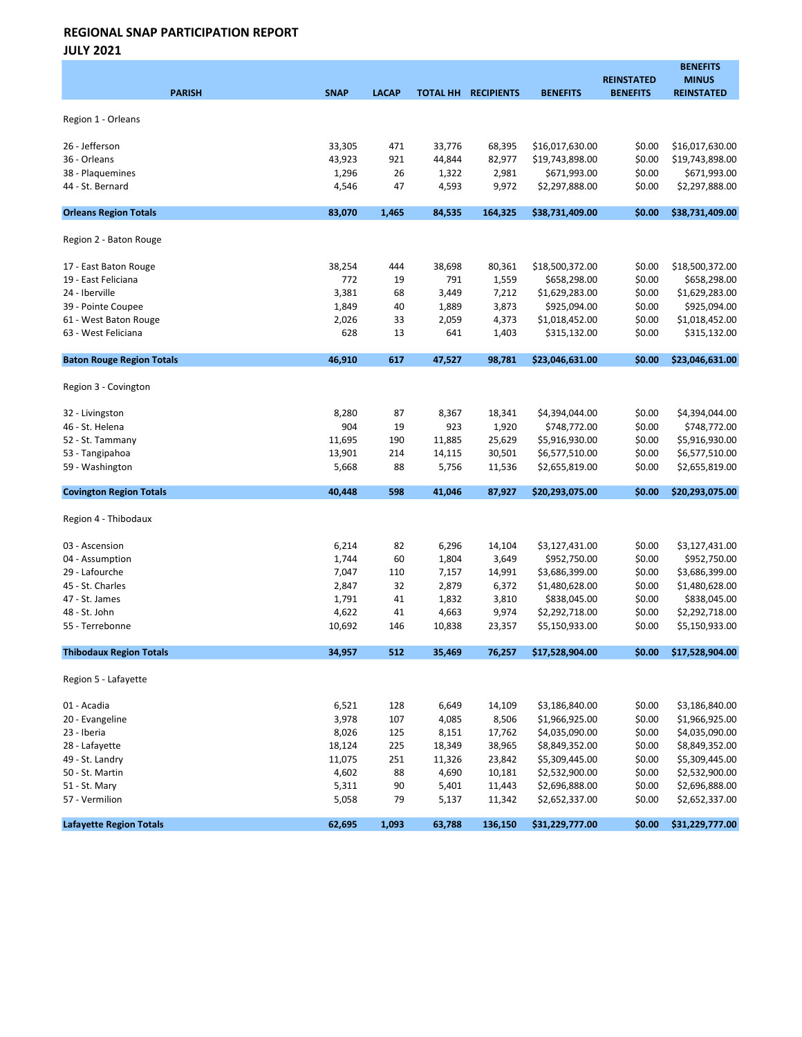## REGIONAL SNAP PARTICIPATION REPORT
## JULY 2021

| PARISH | SNAP | LACAP | TOTAL HH | RECIPIENTS | BENEFITS | REINSTATED BENEFITS | BENEFITS MINUS REINSTATED |
|---|---|---|---|---|---|---|---|
| Region 1 - Orleans | | | | | | | |
| 26 - Jefferson | 33,305 | 471 | 33,776 | 68,395 | $16,017,630.00 | $0.00 | $16,017,630.00 |
| 36 - Orleans | 43,923 | 921 | 44,844 | 82,977 | $19,743,898.00 | $0.00 | $19,743,898.00 |
| 38 - Plaquemines | 1,296 | 26 | 1,322 | 2,981 | $671,993.00 | $0.00 | $671,993.00 |
| 44 - St. Bernard | 4,546 | 47 | 4,593 | 9,972 | $2,297,888.00 | $0.00 | $2,297,888.00 |
| **Orleans Region Totals** | **83,070** | **1,465** | **84,535** | **164,325** | **$38,731,409.00** | **$0.00** | **$38,731,409.00** |
| Region 2 - Baton Rouge | | | | | | | |
| 17 - East Baton Rouge | 38,254 | 444 | 38,698 | 80,361 | $18,500,372.00 | $0.00 | $18,500,372.00 |
| 19 - East Feliciana | 772 | 19 | 791 | 1,559 | $658,298.00 | $0.00 | $658,298.00 |
| 24 - Iberville | 3,381 | 68 | 3,449 | 7,212 | $1,629,283.00 | $0.00 | $1,629,283.00 |
| 39 - Pointe Coupee | 1,849 | 40 | 1,889 | 3,873 | $925,094.00 | $0.00 | $925,094.00 |
| 61 - West Baton Rouge | 2,026 | 33 | 2,059 | 4,373 | $1,018,452.00 | $0.00 | $1,018,452.00 |
| 63 - West Feliciana | 628 | 13 | 641 | 1,403 | $315,132.00 | $0.00 | $315,132.00 |
| **Baton Rouge Region Totals** | **46,910** | **617** | **47,527** | **98,781** | **$23,046,631.00** | **$0.00** | **$23,046,631.00** |
| Region 3 - Covington | | | | | | | |
| 32 - Livingston | 8,280 | 87 | 8,367 | 18,341 | $4,394,044.00 | $0.00 | $4,394,044.00 |
| 46 - St. Helena | 904 | 19 | 923 | 1,920 | $748,772.00 | $0.00 | $748,772.00 |
| 52 - St. Tammany | 11,695 | 190 | 11,885 | 25,629 | $5,916,930.00 | $0.00 | $5,916,930.00 |
| 53 - Tangipahoa | 13,901 | 214 | 14,115 | 30,501 | $6,577,510.00 | $0.00 | $6,577,510.00 |
| 59 - Washington | 5,668 | 88 | 5,756 | 11,536 | $2,655,819.00 | $0.00 | $2,655,819.00 |
| **Covington Region Totals** | **40,448** | **598** | **41,046** | **87,927** | **$20,293,075.00** | **$0.00** | **$20,293,075.00** |
| Region 4 - Thibodaux | | | | | | | |
| 03 - Ascension | 6,214 | 82 | 6,296 | 14,104 | $3,127,431.00 | $0.00 | $3,127,431.00 |
| 04 - Assumption | 1,744 | 60 | 1,804 | 3,649 | $952,750.00 | $0.00 | $952,750.00 |
| 29 - Lafourche | 7,047 | 110 | 7,157 | 14,991 | $3,686,399.00 | $0.00 | $3,686,399.00 |
| 45 - St. Charles | 2,847 | 32 | 2,879 | 6,372 | $1,480,628.00 | $0.00 | $1,480,628.00 |
| 47 - St. James | 1,791 | 41 | 1,832 | 3,810 | $838,045.00 | $0.00 | $838,045.00 |
| 48 - St. John | 4,622 | 41 | 4,663 | 9,974 | $2,292,718.00 | $0.00 | $2,292,718.00 |
| 55 - Terrebonne | 10,692 | 146 | 10,838 | 23,357 | $5,150,933.00 | $0.00 | $5,150,933.00 |
| **Thibodaux Region Totals** | **34,957** | **512** | **35,469** | **76,257** | **$17,528,904.00** | **$0.00** | **$17,528,904.00** |
| Region 5 - Lafayette | | | | | | | |
| 01 - Acadia | 6,521 | 128 | 6,649 | 14,109 | $3,186,840.00 | $0.00 | $3,186,840.00 |
| 20 - Evangeline | 3,978 | 107 | 4,085 | 8,506 | $1,966,925.00 | $0.00 | $1,966,925.00 |
| 23 - Iberia | 8,026 | 125 | 8,151 | 17,762 | $4,035,090.00 | $0.00 | $4,035,090.00 |
| 28 - Lafayette | 18,124 | 225 | 18,349 | 38,965 | $8,849,352.00 | $0.00 | $8,849,352.00 |
| 49 - St. Landry | 11,075 | 251 | 11,326 | 23,842 | $5,309,445.00 | $0.00 | $5,309,445.00 |
| 50 - St. Martin | 4,602 | 88 | 4,690 | 10,181 | $2,532,900.00 | $0.00 | $2,532,900.00 |
| 51 - St. Mary | 5,311 | 90 | 5,401 | 11,443 | $2,696,888.00 | $0.00 | $2,696,888.00 |
| 57 - Vermilion | 5,058 | 79 | 5,137 | 11,342 | $2,652,337.00 | $0.00 | $2,652,337.00 |
| **Lafayette Region Totals** | **62,695** | **1,093** | **63,788** | **136,150** | **$31,229,777.00** | **$0.00** | **$31,229,777.00** |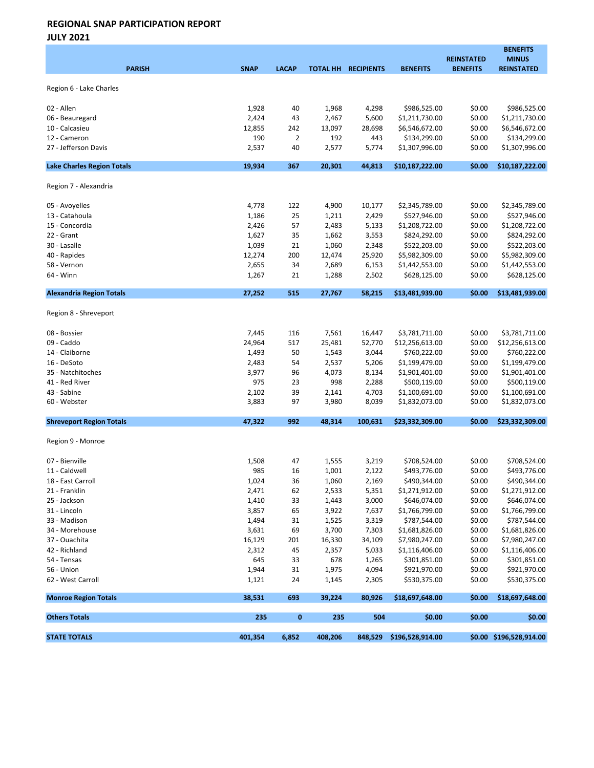## REGIONAL SNAP PARTICIPATION REPORT
## JULY 2021

| PARISH | SNAP | LACAP | TOTAL HH | RECIPIENTS | BENEFITS | REINSTATED BENEFITS | BENEFITS MINUS REINSTATED |
|---|---|---|---|---|---|---|---|
| Region 6 - Lake Charles | | | | | | | |
| 02 - Allen | 1,928 | 40 | 1,968 | 4,298 | $986,525.00 | $0.00 | $986,525.00 |
| 06 - Beauregard | 2,424 | 43 | 2,467 | 5,600 | $1,211,730.00 | $0.00 | $1,211,730.00 |
| 10 - Calcasieu | 12,855 | 242 | 13,097 | 28,698 | $6,546,672.00 | $0.00 | $6,546,672.00 |
| 12 - Cameron | 190 | 2 | 192 | 443 | $134,299.00 | $0.00 | $134,299.00 |
| 27 - Jefferson Davis | 2,537 | 40 | 2,577 | 5,774 | $1,307,996.00 | $0.00 | $1,307,996.00 |
| **Lake Charles Region Totals** | **19,934** | **367** | **20,301** | **44,813** | **$10,187,222.00** | **$0.00** | **$10,187,222.00** |
| Region 7 - Alexandria | | | | | | | |
| 05 - Avoyelles | 4,778 | 122 | 4,900 | 10,177 | $2,345,789.00 | $0.00 | $2,345,789.00 |
| 13 - Catahoula | 1,186 | 25 | 1,211 | 2,429 | $527,946.00 | $0.00 | $527,946.00 |
| 15 - Concordia | 2,426 | 57 | 2,483 | 5,133 | $1,208,722.00 | $0.00 | $1,208,722.00 |
| 22 - Grant | 1,627 | 35 | 1,662 | 3,553 | $824,292.00 | $0.00 | $824,292.00 |
| 30 - Lasalle | 1,039 | 21 | 1,060 | 2,348 | $522,203.00 | $0.00 | $522,203.00 |
| 40 - Rapides | 12,274 | 200 | 12,474 | 25,920 | $5,982,309.00 | $0.00 | $5,982,309.00 |
| 58 - Vernon | 2,655 | 34 | 2,689 | 6,153 | $1,442,553.00 | $0.00 | $1,442,553.00 |
| 64 - Winn | 1,267 | 21 | 1,288 | 2,502 | $628,125.00 | $0.00 | $628,125.00 |
| **Alexandria Region Totals** | **27,252** | **515** | **27,767** | **58,215** | **$13,481,939.00** | **$0.00** | **$13,481,939.00** |
| Region 8 - Shreveport | | | | | | | |
| 08 - Bossier | 7,445 | 116 | 7,561 | 16,447 | $3,781,711.00 | $0.00 | $3,781,711.00 |
| 09 - Caddo | 24,964 | 517 | 25,481 | 52,770 | $12,256,613.00 | $0.00 | $12,256,613.00 |
| 14 - Claiborne | 1,493 | 50 | 1,543 | 3,044 | $760,222.00 | $0.00 | $760,222.00 |
| 16 - DeSoto | 2,483 | 54 | 2,537 | 5,206 | $1,199,479.00 | $0.00 | $1,199,479.00 |
| 35 - Natchitoches | 3,977 | 96 | 4,073 | 8,134 | $1,901,401.00 | $0.00 | $1,901,401.00 |
| 41 - Red River | 975 | 23 | 998 | 2,288 | $500,119.00 | $0.00 | $500,119.00 |
| 43 - Sabine | 2,102 | 39 | 2,141 | 4,703 | $1,100,691.00 | $0.00 | $1,100,691.00 |
| 60 - Webster | 3,883 | 97 | 3,980 | 8,039 | $1,832,073.00 | $0.00 | $1,832,073.00 |
| **Shreveport Region Totals** | **47,322** | **992** | **48,314** | **100,631** | **$23,332,309.00** | **$0.00** | **$23,332,309.00** |
| Region 9 - Monroe | | | | | | | |
| 07 - Bienville | 1,508 | 47 | 1,555 | 3,219 | $708,524.00 | $0.00 | $708,524.00 |
| 11 - Caldwell | 985 | 16 | 1,001 | 2,122 | $493,776.00 | $0.00 | $493,776.00 |
| 18 - East Carroll | 1,024 | 36 | 1,060 | 2,169 | $490,344.00 | $0.00 | $490,344.00 |
| 21 - Franklin | 2,471 | 62 | 2,533 | 5,351 | $1,271,912.00 | $0.00 | $1,271,912.00 |
| 25 - Jackson | 1,410 | 33 | 1,443 | 3,000 | $646,074.00 | $0.00 | $646,074.00 |
| 31 - Lincoln | 3,857 | 65 | 3,922 | 7,637 | $1,766,799.00 | $0.00 | $1,766,799.00 |
| 33 - Madison | 1,494 | 31 | 1,525 | 3,319 | $787,544.00 | $0.00 | $787,544.00 |
| 34 - Morehouse | 3,631 | 69 | 3,700 | 7,303 | $1,681,826.00 | $0.00 | $1,681,826.00 |
| 37 - Ouachita | 16,129 | 201 | 16,330 | 34,109 | $7,980,247.00 | $0.00 | $7,980,247.00 |
| 42 - Richland | 2,312 | 45 | 2,357 | 5,033 | $1,116,406.00 | $0.00 | $1,116,406.00 |
| 54 - Tensas | 645 | 33 | 678 | 1,265 | $301,851.00 | $0.00 | $301,851.00 |
| 56 - Union | 1,944 | 31 | 1,975 | 4,094 | $921,970.00 | $0.00 | $921,970.00 |
| 62 - West Carroll | 1,121 | 24 | 1,145 | 2,305 | $530,375.00 | $0.00 | $530,375.00 |
| **Monroe Region Totals** | **38,531** | **693** | **39,224** | **80,926** | **$18,697,648.00** | **$0.00** | **$18,697,648.00** |
| **Others Totals** | **235** | **0** | **235** | **504** | **$0.00** | **$0.00** | **$0.00** |
| **STATE TOTALS** | **401,354** | **6,852** | **408,206** | **848,529** | **$196,528,914.00** | **$0.00** | **$196,528,914.00** |